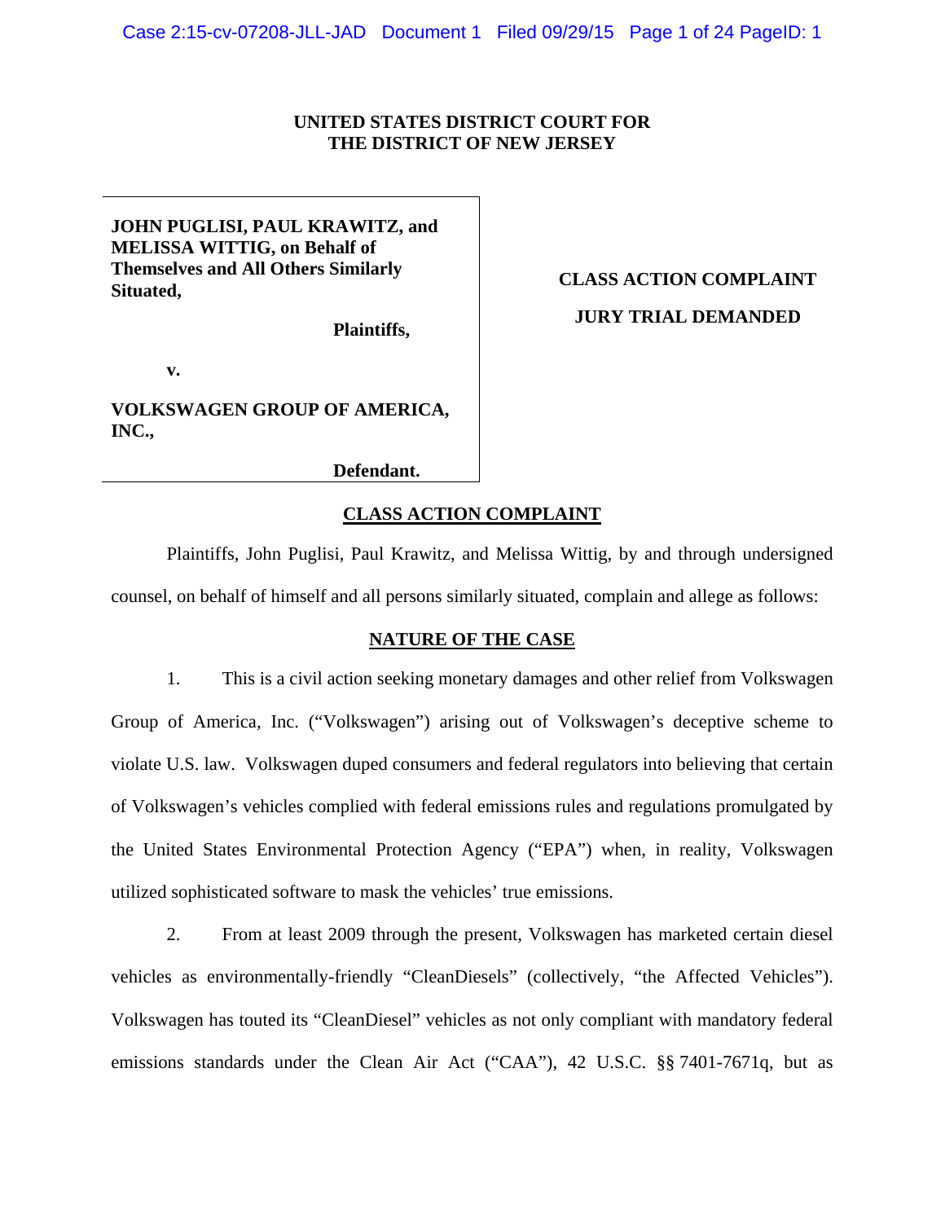**UNITED STATES DISTRICT COURT FOR**
**THE DISTRICT OF NEW JERSEY**

| | |
|---|---|
| **JOHN PUGLISI, PAUL KRAWITZ, and MELISSA WITTIG, on Behalf of Themselves and All Others Similarly Situated,**<br><br>**Plaintiffs,**<br><br>**v.**<br><br>**VOLKSWAGEN GROUP OF AMERICA, INC.,**<br><br>**Defendant.** | **CLASS ACTION COMPLAINT**<br><br>**JURY TRIAL DEMANDED** |

## CLASS ACTION COMPLAINT

Plaintiffs, John Puglisi, Paul Krawitz, and Melissa Wittig, by and through undersigned counsel, on behalf of himself and all persons similarly situated, complain and allege as follows:

## NATURE OF THE CASE

1. This is a civil action seeking monetary damages and other relief from Volkswagen Group of America, Inc. ("Volkswagen") arising out of Volkswagen's deceptive scheme to violate U.S. law. Volkswagen duped consumers and federal regulators into believing that certain of Volkswagen's vehicles complied with federal emissions rules and regulations promulgated by the United States Environmental Protection Agency ("EPA") when, in reality, Volkswagen utilized sophisticated software to mask the vehicles' true emissions.

2. From at least 2009 through the present, Volkswagen has marketed certain diesel vehicles as environmentally-friendly "CleanDiesels" (collectively, "the Affected Vehicles"). Volkswagen has touted its "CleanDiesel" vehicles as not only compliant with mandatory federal emissions standards under the Clean Air Act ("CAA"), 42 U.S.C. §§ 7401-7671q, but as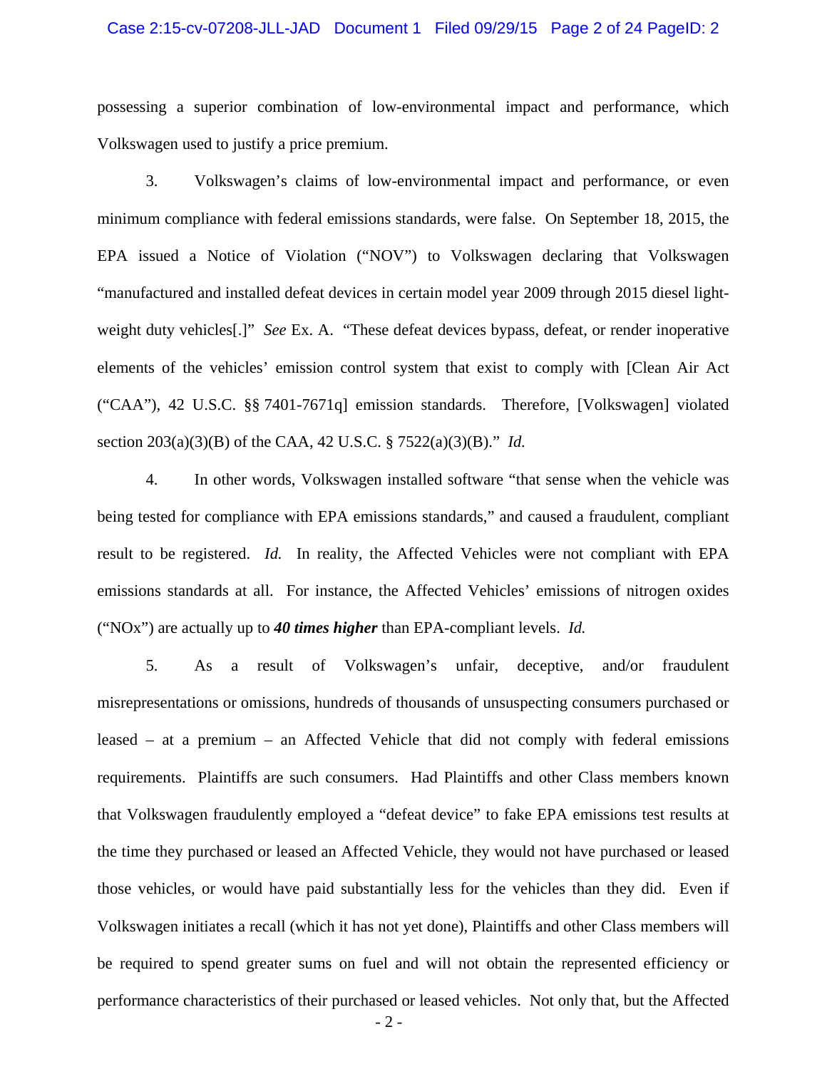possessing a superior combination of low-environmental impact and performance, which Volkswagen used to justify a price premium.

3. Volkswagen's claims of low-environmental impact and performance, or even minimum compliance with federal emissions standards, were false. On September 18, 2015, the EPA issued a Notice of Violation ("NOV") to Volkswagen declaring that Volkswagen "manufactured and installed defeat devices in certain model year 2009 through 2015 diesel light-weight duty vehicles[.]" *See* Ex. A. "These defeat devices bypass, defeat, or render inoperative elements of the vehicles' emission control system that exist to comply with [Clean Air Act ("CAA"), 42 U.S.C. §§ 7401-7671q] emission standards. Therefore, [Volkswagen] violated section 203(a)(3)(B) of the CAA, 42 U.S.C. § 7522(a)(3)(B)." *Id.*

4. In other words, Volkswagen installed software "that sense when the vehicle was being tested for compliance with EPA emissions standards," and caused a fraudulent, compliant result to be registered. *Id.* In reality, the Affected Vehicles were not compliant with EPA emissions standards at all. For instance, the Affected Vehicles' emissions of nitrogen oxides ("NOx") are actually up to ***40 times higher*** than EPA-compliant levels. *Id.*

5. As a result of Volkswagen's unfair, deceptive, and/or fraudulent misrepresentations or omissions, hundreds of thousands of unsuspecting consumers purchased or leased – at a premium – an Affected Vehicle that did not comply with federal emissions requirements. Plaintiffs are such consumers. Had Plaintiffs and other Class members known that Volkswagen fraudulently employed a "defeat device" to fake EPA emissions test results at the time they purchased or leased an Affected Vehicle, they would not have purchased or leased those vehicles, or would have paid substantially less for the vehicles than they did. Even if Volkswagen initiates a recall (which it has not yet done), Plaintiffs and other Class members will be required to spend greater sums on fuel and will not obtain the represented efficiency or performance characteristics of their purchased or leased vehicles. Not only that, but the Affected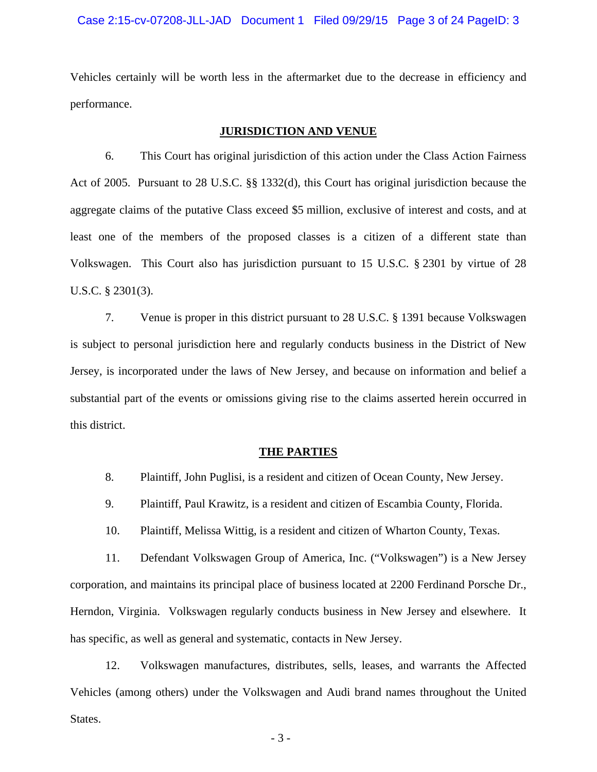Vehicles certainly will be worth less in the aftermarket due to the decrease in efficiency and performance.

## JURISDICTION AND VENUE

6. This Court has original jurisdiction of this action under the Class Action Fairness Act of 2005. Pursuant to 28 U.S.C. §§ 1332(d), this Court has original jurisdiction because the aggregate claims of the putative Class exceed $5 million, exclusive of interest and costs, and at least one of the members of the proposed classes is a citizen of a different state than Volkswagen. This Court also has jurisdiction pursuant to 15 U.S.C. § 2301 by virtue of 28 U.S.C. § 2301(3).

7. Venue is proper in this district pursuant to 28 U.S.C. § 1391 because Volkswagen is subject to personal jurisdiction here and regularly conducts business in the District of New Jersey, is incorporated under the laws of New Jersey, and because on information and belief a substantial part of the events or omissions giving rise to the claims asserted herein occurred in this district.

## THE PARTIES

8. Plaintiff, John Puglisi, is a resident and citizen of Ocean County, New Jersey.

9. Plaintiff, Paul Krawitz, is a resident and citizen of Escambia County, Florida.

10. Plaintiff, Melissa Wittig, is a resident and citizen of Wharton County, Texas.

11. Defendant Volkswagen Group of America, Inc. ("Volkswagen") is a New Jersey corporation, and maintains its principal place of business located at 2200 Ferdinand Porsche Dr., Herndon, Virginia. Volkswagen regularly conducts business in New Jersey and elsewhere. It has specific, as well as general and systematic, contacts in New Jersey.

12. Volkswagen manufactures, distributes, sells, leases, and warrants the Affected Vehicles (among others) under the Volkswagen and Audi brand names throughout the United States.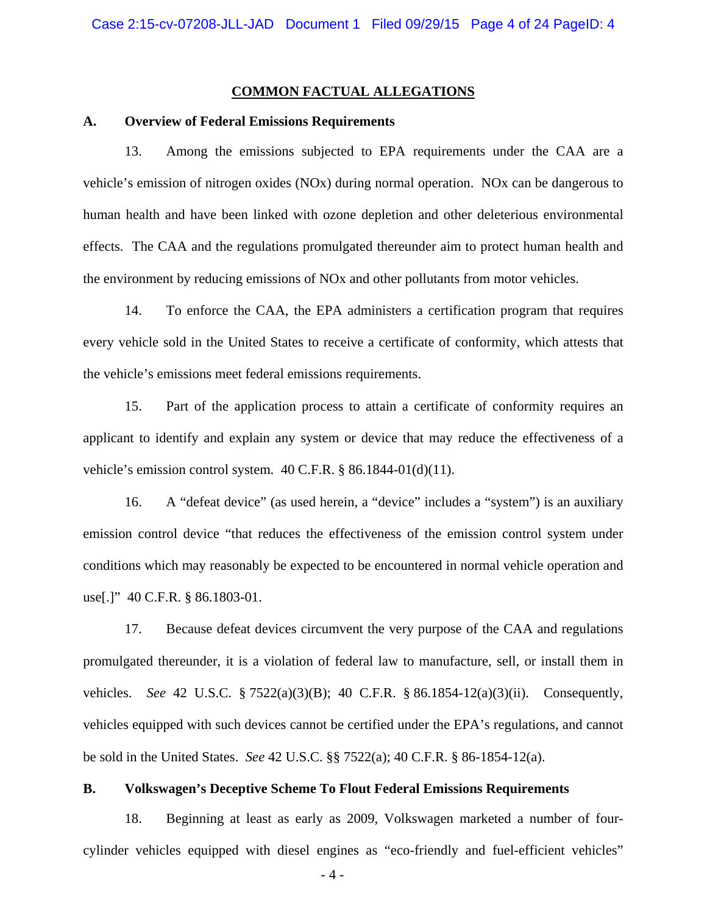## COMMON FACTUAL ALLEGATIONS

### A. Overview of Federal Emissions Requirements

13. Among the emissions subjected to EPA requirements under the CAA are a vehicle's emission of nitrogen oxides (NOx) during normal operation. NOx can be dangerous to human health and have been linked with ozone depletion and other deleterious environmental effects. The CAA and the regulations promulgated thereunder aim to protect human health and the environment by reducing emissions of NOx and other pollutants from motor vehicles.

14. To enforce the CAA, the EPA administers a certification program that requires every vehicle sold in the United States to receive a certificate of conformity, which attests that the vehicle's emissions meet federal emissions requirements.

15. Part of the application process to attain a certificate of conformity requires an applicant to identify and explain any system or device that may reduce the effectiveness of a vehicle's emission control system. 40 C.F.R. § 86.1844-01(d)(11).

16. A "defeat device" (as used herein, a "device" includes a "system") is an auxiliary emission control device "that reduces the effectiveness of the emission control system under conditions which may reasonably be expected to be encountered in normal vehicle operation and use[.]" 40 C.F.R. § 86.1803-01.

17. Because defeat devices circumvent the very purpose of the CAA and regulations promulgated thereunder, it is a violation of federal law to manufacture, sell, or install them in vehicles. *See* 42 U.S.C. § 7522(a)(3)(B); 40 C.F.R. § 86.1854-12(a)(3)(ii). Consequently, vehicles equipped with such devices cannot be certified under the EPA's regulations, and cannot be sold in the United States. *See* 42 U.S.C. §§ 7522(a); 40 C.F.R. § 86-1854-12(a).

### B. Volkswagen's Deceptive Scheme To Flout Federal Emissions Requirements

18. Beginning at least as early as 2009, Volkswagen marketed a number of four-cylinder vehicles equipped with diesel engines as "eco-friendly and fuel-efficient vehicles"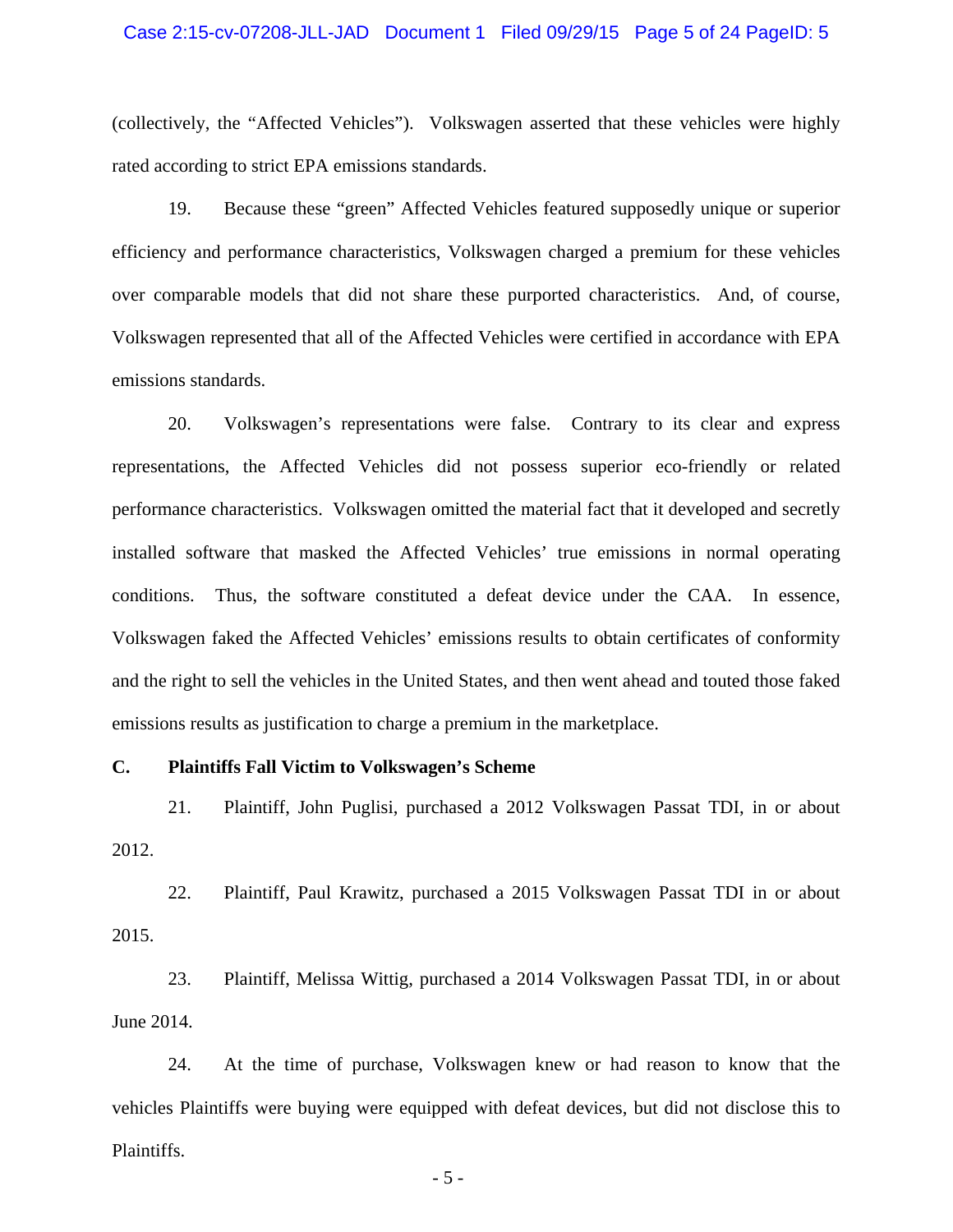(collectively, the "Affected Vehicles"). Volkswagen asserted that these vehicles were highly rated according to strict EPA emissions standards.

19. Because these "green" Affected Vehicles featured supposedly unique or superior efficiency and performance characteristics, Volkswagen charged a premium for these vehicles over comparable models that did not share these purported characteristics. And, of course, Volkswagen represented that all of the Affected Vehicles were certified in accordance with EPA emissions standards.

20. Volkswagen's representations were false. Contrary to its clear and express representations, the Affected Vehicles did not possess superior eco-friendly or related performance characteristics. Volkswagen omitted the material fact that it developed and secretly installed software that masked the Affected Vehicles' true emissions in normal operating conditions. Thus, the software constituted a defeat device under the CAA. In essence, Volkswagen faked the Affected Vehicles' emissions results to obtain certificates of conformity and the right to sell the vehicles in the United States, and then went ahead and touted those faked emissions results as justification to charge a premium in the marketplace.

**C. Plaintiffs Fall Victim to Volkswagen's Scheme**

21. Plaintiff, John Puglisi, purchased a 2012 Volkswagen Passat TDI, in or about 2012.

22. Plaintiff, Paul Krawitz, purchased a 2015 Volkswagen Passat TDI in or about 2015.

23. Plaintiff, Melissa Wittig, purchased a 2014 Volkswagen Passat TDI, in or about June 2014.

24. At the time of purchase, Volkswagen knew or had reason to know that the vehicles Plaintiffs were buying were equipped with defeat devices, but did not disclose this to Plaintiffs.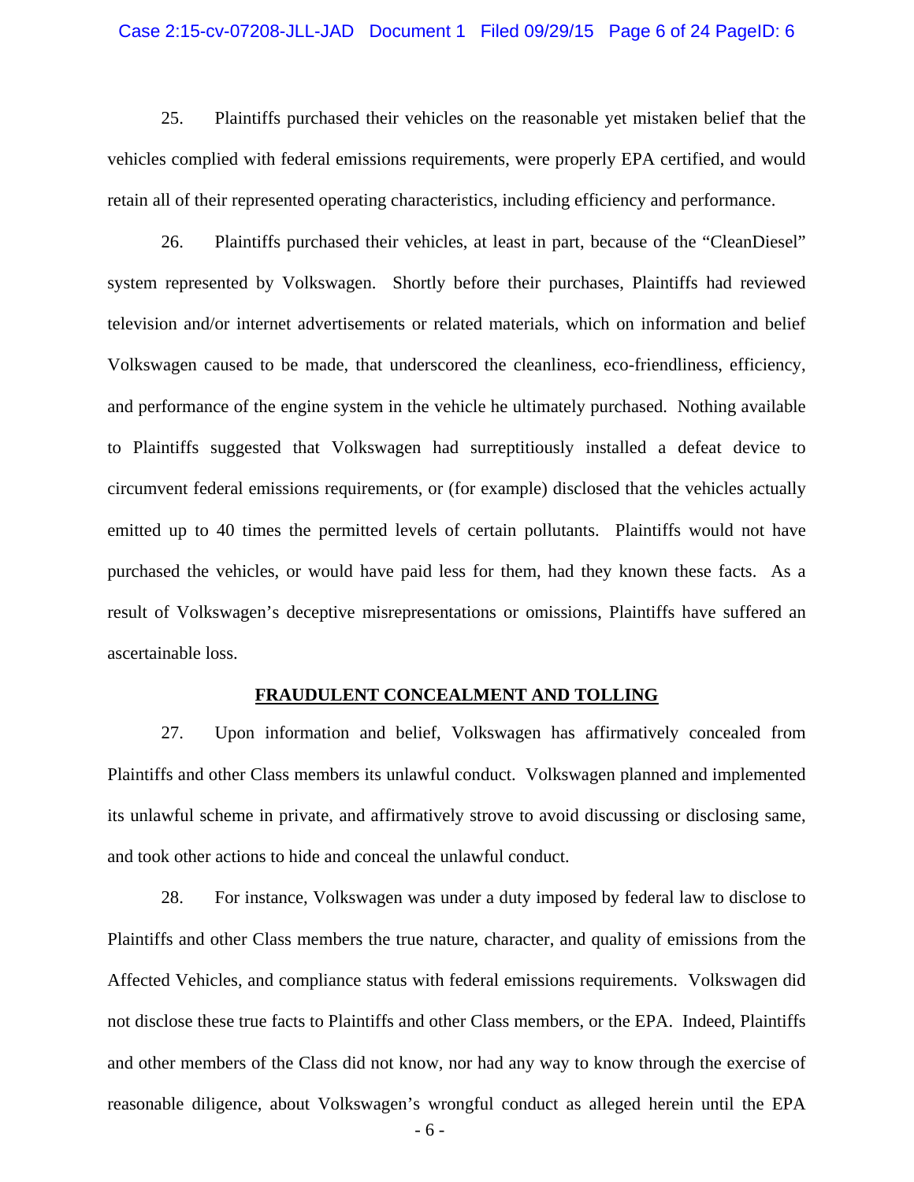25. Plaintiffs purchased their vehicles on the reasonable yet mistaken belief that the vehicles complied with federal emissions requirements, were properly EPA certified, and would retain all of their represented operating characteristics, including efficiency and performance.

26. Plaintiffs purchased their vehicles, at least in part, because of the "CleanDiesel" system represented by Volkswagen. Shortly before their purchases, Plaintiffs had reviewed television and/or internet advertisements or related materials, which on information and belief Volkswagen caused to be made, that underscored the cleanliness, eco-friendliness, efficiency, and performance of the engine system in the vehicle he ultimately purchased. Nothing available to Plaintiffs suggested that Volkswagen had surreptitiously installed a defeat device to circumvent federal emissions requirements, or (for example) disclosed that the vehicles actually emitted up to 40 times the permitted levels of certain pollutants. Plaintiffs would not have purchased the vehicles, or would have paid less for them, had they known these facts. As a result of Volkswagen's deceptive misrepresentations or omissions, Plaintiffs have suffered an ascertainable loss.

## FRAUDULENT CONCEALMENT AND TOLLING

27. Upon information and belief, Volkswagen has affirmatively concealed from Plaintiffs and other Class members its unlawful conduct. Volkswagen planned and implemented its unlawful scheme in private, and affirmatively strove to avoid discussing or disclosing same, and took other actions to hide and conceal the unlawful conduct.

28. For instance, Volkswagen was under a duty imposed by federal law to disclose to Plaintiffs and other Class members the true nature, character, and quality of emissions from the Affected Vehicles, and compliance status with federal emissions requirements. Volkswagen did not disclose these true facts to Plaintiffs and other Class members, or the EPA. Indeed, Plaintiffs and other members of the Class did not know, nor had any way to know through the exercise of reasonable diligence, about Volkswagen's wrongful conduct as alleged herein until the EPA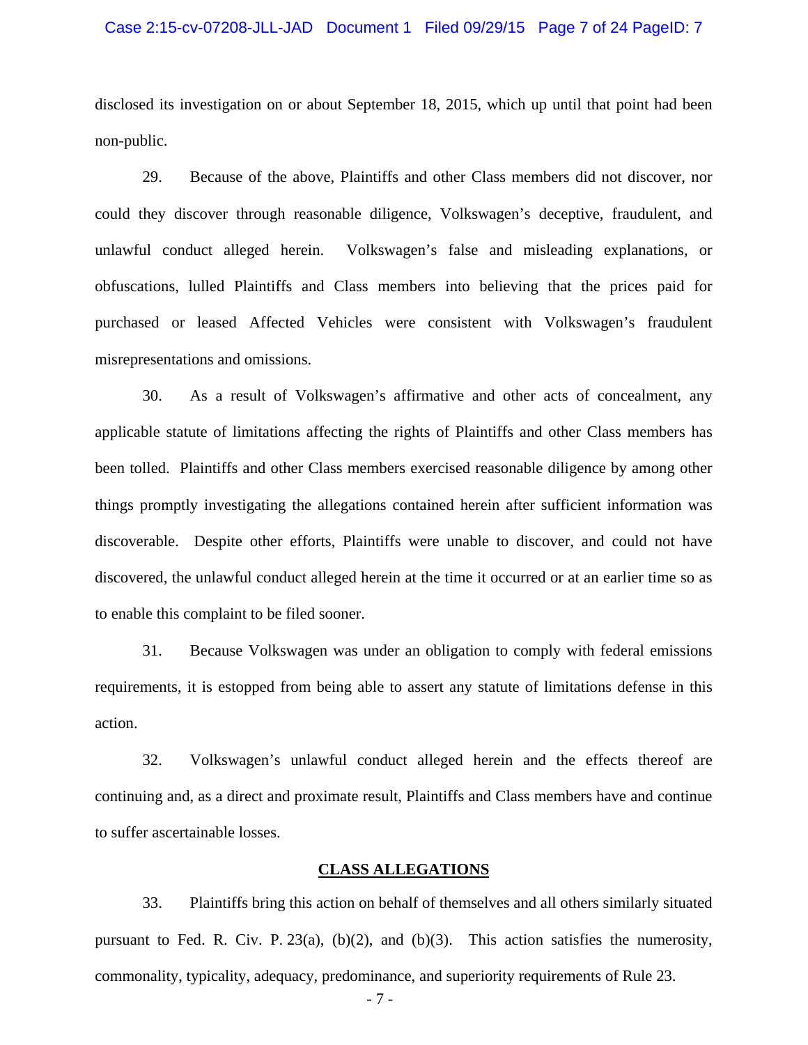disclosed its investigation on or about September 18, 2015, which up until that point had been non-public.

29. Because of the above, Plaintiffs and other Class members did not discover, nor could they discover through reasonable diligence, Volkswagen's deceptive, fraudulent, and unlawful conduct alleged herein. Volkswagen's false and misleading explanations, or obfuscations, lulled Plaintiffs and Class members into believing that the prices paid for purchased or leased Affected Vehicles were consistent with Volkswagen's fraudulent misrepresentations and omissions.

30. As a result of Volkswagen's affirmative and other acts of concealment, any applicable statute of limitations affecting the rights of Plaintiffs and other Class members has been tolled. Plaintiffs and other Class members exercised reasonable diligence by among other things promptly investigating the allegations contained herein after sufficient information was discoverable. Despite other efforts, Plaintiffs were unable to discover, and could not have discovered, the unlawful conduct alleged herein at the time it occurred or at an earlier time so as to enable this complaint to be filed sooner.

31. Because Volkswagen was under an obligation to comply with federal emissions requirements, it is estopped from being able to assert any statute of limitations defense in this action.

32. Volkswagen's unlawful conduct alleged herein and the effects thereof are continuing and, as a direct and proximate result, Plaintiffs and Class members have and continue to suffer ascertainable losses.

## CLASS ALLEGATIONS

33. Plaintiffs bring this action on behalf of themselves and all others similarly situated pursuant to Fed. R. Civ. P. 23(a), (b)(2), and (b)(3). This action satisfies the numerosity, commonality, typicality, adequacy, predominance, and superiority requirements of Rule 23.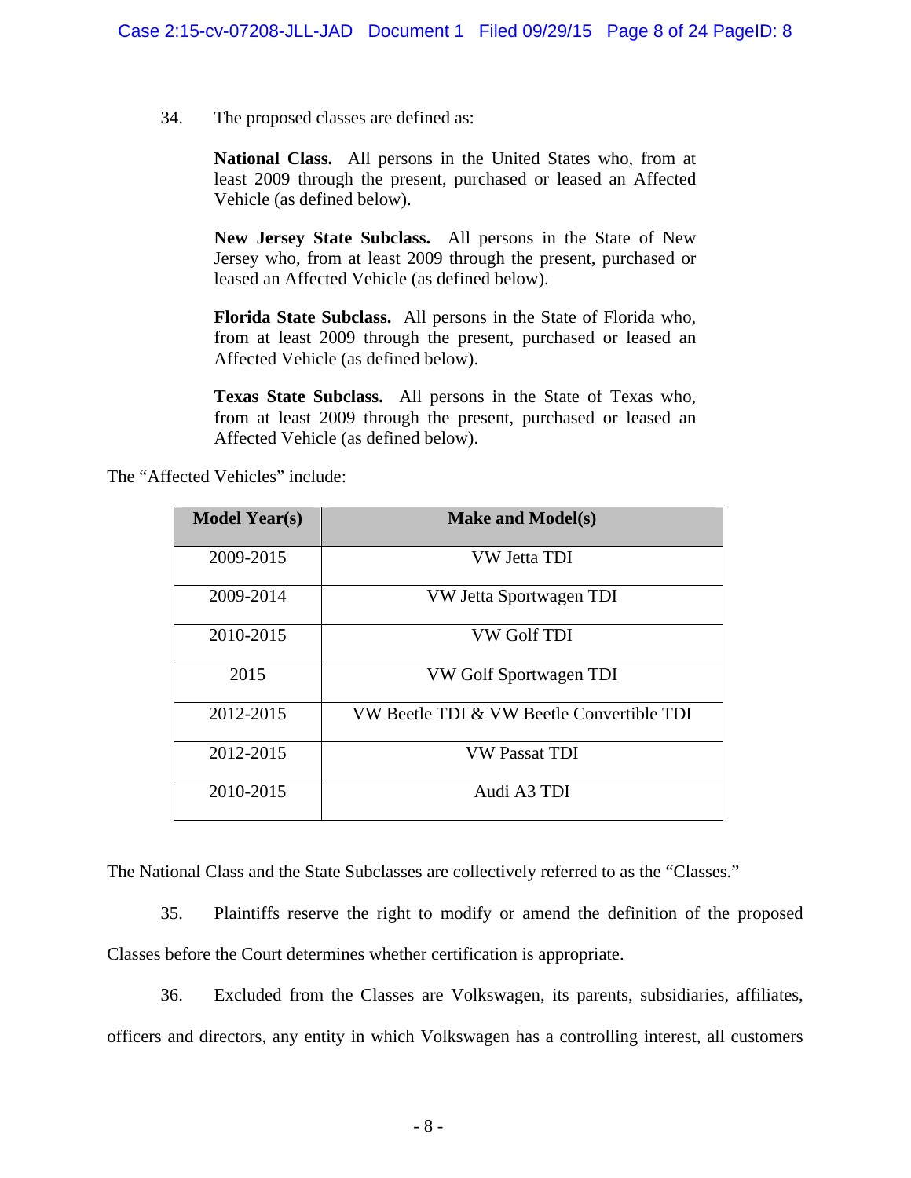34. The proposed classes are defined as:

> **National Class.** All persons in the United States who, from at least 2009 through the present, purchased or leased an Affected Vehicle (as defined below).
>
> **New Jersey State Subclass.** All persons in the State of New Jersey who, from at least 2009 through the present, purchased or leased an Affected Vehicle (as defined below).
>
> **Florida State Subclass.** All persons in the State of Florida who, from at least 2009 through the present, purchased or leased an Affected Vehicle (as defined below).
>
> **Texas State Subclass.** All persons in the State of Texas who, from at least 2009 through the present, purchased or leased an Affected Vehicle (as defined below).

The "Affected Vehicles" include:

| Model Year(s) | Make and Model(s) |
|---|---|
| 2009-2015 | VW Jetta TDI |
| 2009-2014 | VW Jetta Sportwagen TDI |
| 2010-2015 | VW Golf TDI |
| 2015 | VW Golf Sportwagen TDI |
| 2012-2015 | VW Beetle TDI & VW Beetle Convertible TDI |
| 2012-2015 | VW Passat TDI |
| 2010-2015 | Audi A3 TDI |

The National Class and the State Subclasses are collectively referred to as the "Classes."

35. Plaintiffs reserve the right to modify or amend the definition of the proposed Classes before the Court determines whether certification is appropriate.

36. Excluded from the Classes are Volkswagen, its parents, subsidiaries, affiliates, officers and directors, any entity in which Volkswagen has a controlling interest, all customers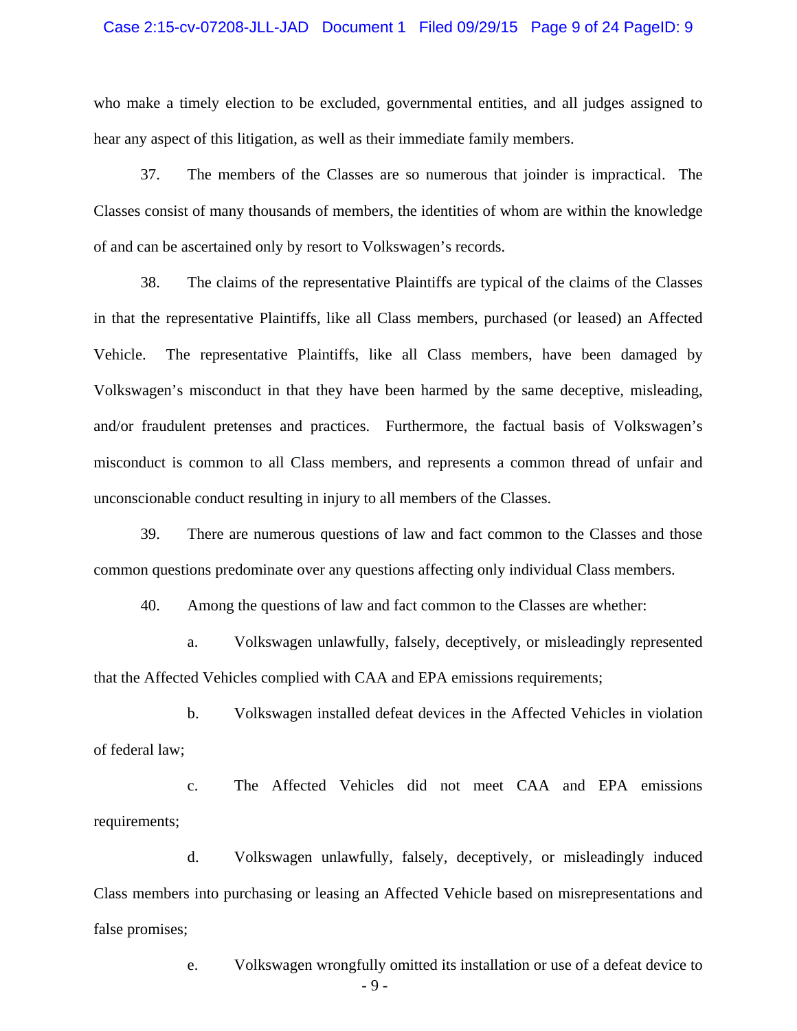who make a timely election to be excluded, governmental entities, and all judges assigned to hear any aspect of this litigation, as well as their immediate family members.

37. The members of the Classes are so numerous that joinder is impractical. The Classes consist of many thousands of members, the identities of whom are within the knowledge of and can be ascertained only by resort to Volkswagen's records.

38. The claims of the representative Plaintiffs are typical of the claims of the Classes in that the representative Plaintiffs, like all Class members, purchased (or leased) an Affected Vehicle. The representative Plaintiffs, like all Class members, have been damaged by Volkswagen's misconduct in that they have been harmed by the same deceptive, misleading, and/or fraudulent pretenses and practices. Furthermore, the factual basis of Volkswagen's misconduct is common to all Class members, and represents a common thread of unfair and unconscionable conduct resulting in injury to all members of the Classes.

39. There are numerous questions of law and fact common to the Classes and those common questions predominate over any questions affecting only individual Class members.

40. Among the questions of law and fact common to the Classes are whether:

a. Volkswagen unlawfully, falsely, deceptively, or misleadingly represented that the Affected Vehicles complied with CAA and EPA emissions requirements;

b. Volkswagen installed defeat devices in the Affected Vehicles in violation of federal law;

c. The Affected Vehicles did not meet CAA and EPA emissions requirements;

d. Volkswagen unlawfully, falsely, deceptively, or misleadingly induced Class members into purchasing or leasing an Affected Vehicle based on misrepresentations and false promises;

e. Volkswagen wrongfully omitted its installation or use of a defeat device to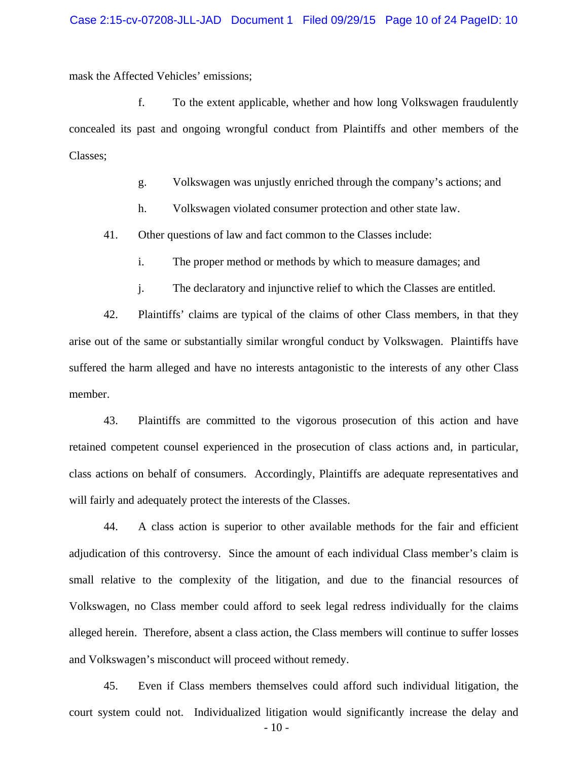mask the Affected Vehicles' emissions;

f. To the extent applicable, whether and how long Volkswagen fraudulently concealed its past and ongoing wrongful conduct from Plaintiffs and other members of the Classes;

g. Volkswagen was unjustly enriched through the company's actions; and

h. Volkswagen violated consumer protection and other state law.

41. Other questions of law and fact common to the Classes include:

i. The proper method or methods by which to measure damages; and

j. The declaratory and injunctive relief to which the Classes are entitled.

42. Plaintiffs' claims are typical of the claims of other Class members, in that they arise out of the same or substantially similar wrongful conduct by Volkswagen. Plaintiffs have suffered the harm alleged and have no interests antagonistic to the interests of any other Class member.

43. Plaintiffs are committed to the vigorous prosecution of this action and have retained competent counsel experienced in the prosecution of class actions and, in particular, class actions on behalf of consumers. Accordingly, Plaintiffs are adequate representatives and will fairly and adequately protect the interests of the Classes.

44. A class action is superior to other available methods for the fair and efficient adjudication of this controversy. Since the amount of each individual Class member's claim is small relative to the complexity of the litigation, and due to the financial resources of Volkswagen, no Class member could afford to seek legal redress individually for the claims alleged herein. Therefore, absent a class action, the Class members will continue to suffer losses and Volkswagen's misconduct will proceed without remedy.

45. Even if Class members themselves could afford such individual litigation, the court system could not. Individualized litigation would significantly increase the delay and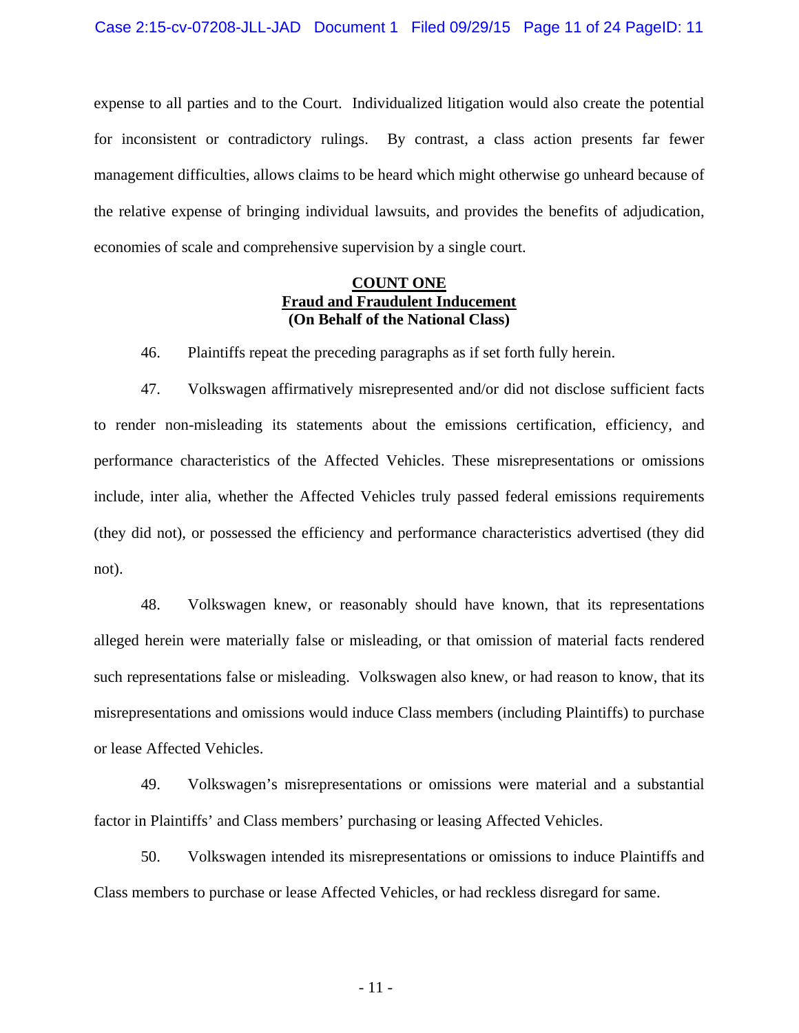expense to all parties and to the Court. Individualized litigation would also create the potential for inconsistent or contradictory rulings. By contrast, a class action presents far fewer management difficulties, allows claims to be heard which might otherwise go unheard because of the relative expense of bringing individual lawsuits, and provides the benefits of adjudication, economies of scale and comprehensive supervision by a single court.

**COUNT ONE**
**Fraud and Fraudulent Inducement**
**(On Behalf of the National Class)**

46. Plaintiffs repeat the preceding paragraphs as if set forth fully herein.

47. Volkswagen affirmatively misrepresented and/or did not disclose sufficient facts to render non-misleading its statements about the emissions certification, efficiency, and performance characteristics of the Affected Vehicles. These misrepresentations or omissions include, inter alia, whether the Affected Vehicles truly passed federal emissions requirements (they did not), or possessed the efficiency and performance characteristics advertised (they did not).

48. Volkswagen knew, or reasonably should have known, that its representations alleged herein were materially false or misleading, or that omission of material facts rendered such representations false or misleading. Volkswagen also knew, or had reason to know, that its misrepresentations and omissions would induce Class members (including Plaintiffs) to purchase or lease Affected Vehicles.

49. Volkswagen's misrepresentations or omissions were material and a substantial factor in Plaintiffs' and Class members' purchasing or leasing Affected Vehicles.

50. Volkswagen intended its misrepresentations or omissions to induce Plaintiffs and Class members to purchase or lease Affected Vehicles, or had reckless disregard for same.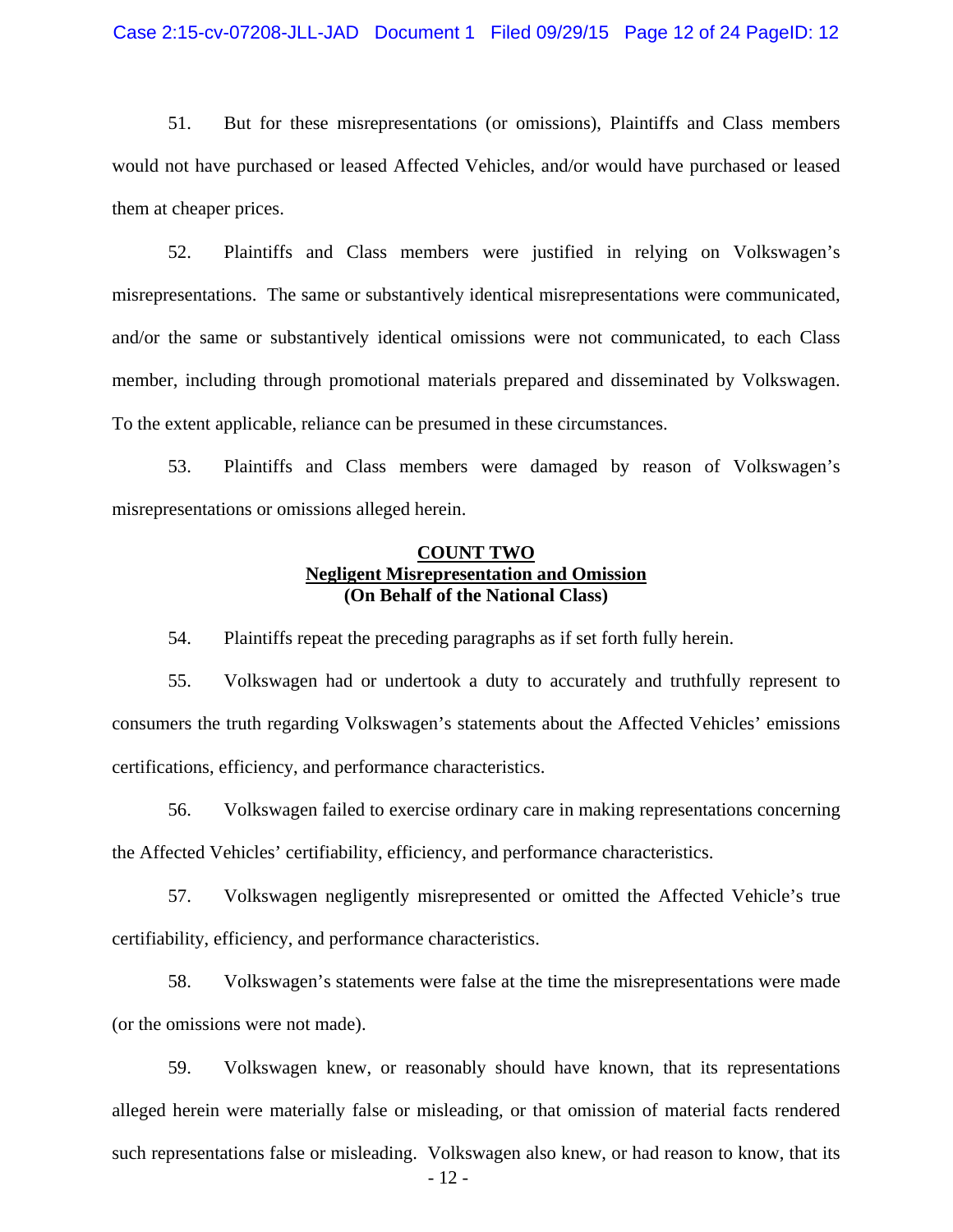51. But for these misrepresentations (or omissions), Plaintiffs and Class members would not have purchased or leased Affected Vehicles, and/or would have purchased or leased them at cheaper prices.

52. Plaintiffs and Class members were justified in relying on Volkswagen's misrepresentations. The same or substantively identical misrepresentations were communicated, and/or the same or substantively identical omissions were not communicated, to each Class member, including through promotional materials prepared and disseminated by Volkswagen. To the extent applicable, reliance can be presumed in these circumstances.

53. Plaintiffs and Class members were damaged by reason of Volkswagen's misrepresentations or omissions alleged herein.

## COUNT TWO
## Negligent Misrepresentation and Omission
**(On Behalf of the National Class)**

54. Plaintiffs repeat the preceding paragraphs as if set forth fully herein.

55. Volkswagen had or undertook a duty to accurately and truthfully represent to consumers the truth regarding Volkswagen's statements about the Affected Vehicles' emissions certifications, efficiency, and performance characteristics.

56. Volkswagen failed to exercise ordinary care in making representations concerning the Affected Vehicles' certifiability, efficiency, and performance characteristics.

57. Volkswagen negligently misrepresented or omitted the Affected Vehicle's true certifiability, efficiency, and performance characteristics.

58. Volkswagen's statements were false at the time the misrepresentations were made (or the omissions were not made).

59. Volkswagen knew, or reasonably should have known, that its representations alleged herein were materially false or misleading, or that omission of material facts rendered such representations false or misleading. Volkswagen also knew, or had reason to know, that its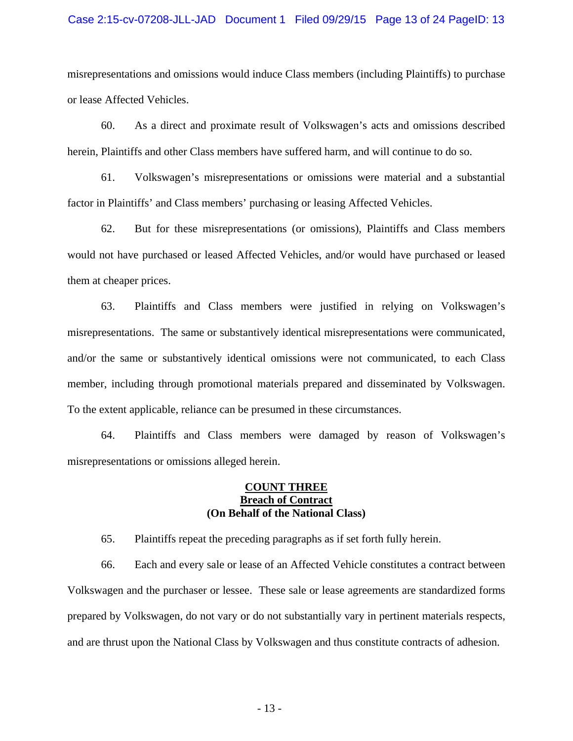misrepresentations and omissions would induce Class members (including Plaintiffs) to purchase or lease Affected Vehicles.

60. As a direct and proximate result of Volkswagen's acts and omissions described herein, Plaintiffs and other Class members have suffered harm, and will continue to do so.

61. Volkswagen's misrepresentations or omissions were material and a substantial factor in Plaintiffs' and Class members' purchasing or leasing Affected Vehicles.

62. But for these misrepresentations (or omissions), Plaintiffs and Class members would not have purchased or leased Affected Vehicles, and/or would have purchased or leased them at cheaper prices.

63. Plaintiffs and Class members were justified in relying on Volkswagen's misrepresentations. The same or substantively identical misrepresentations were communicated, and/or the same or substantively identical omissions were not communicated, to each Class member, including through promotional materials prepared and disseminated by Volkswagen. To the extent applicable, reliance can be presumed in these circumstances.

64. Plaintiffs and Class members were damaged by reason of Volkswagen's misrepresentations or omissions alleged herein.

## COUNT THREE
## Breach of Contract
## (On Behalf of the National Class)

65. Plaintiffs repeat the preceding paragraphs as if set forth fully herein.

66. Each and every sale or lease of an Affected Vehicle constitutes a contract between Volkswagen and the purchaser or lessee. These sale or lease agreements are standardized forms prepared by Volkswagen, do not vary or do not substantially vary in pertinent materials respects, and are thrust upon the National Class by Volkswagen and thus constitute contracts of adhesion.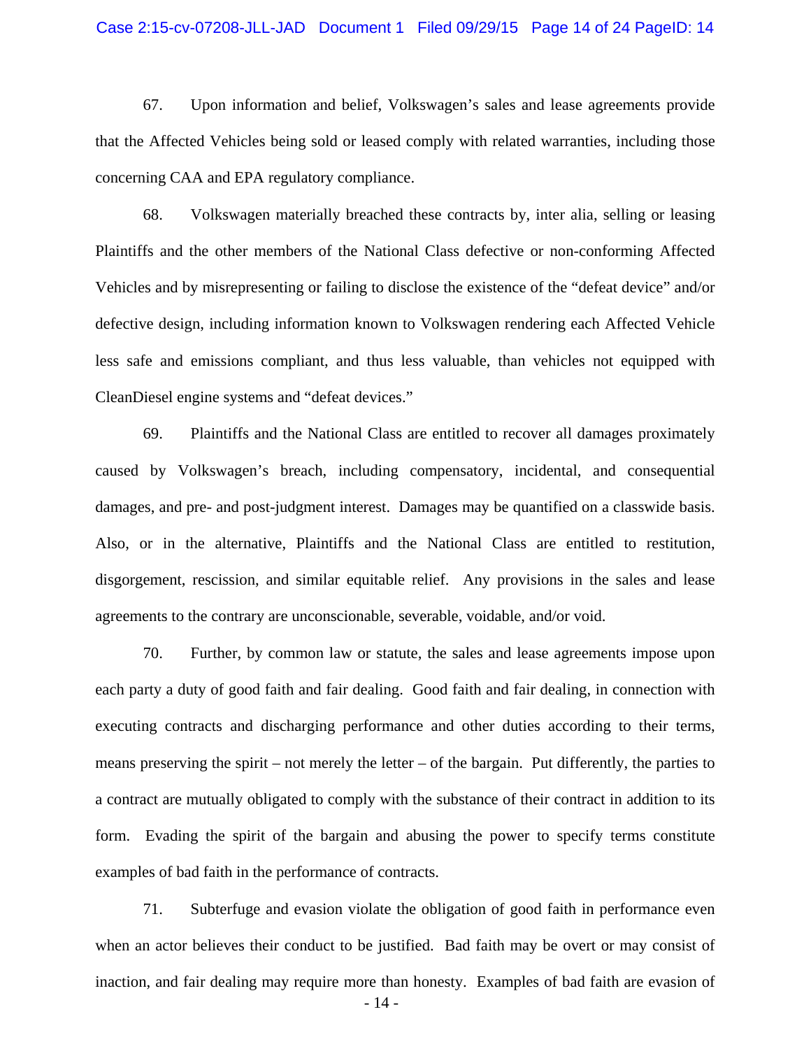67. Upon information and belief, Volkswagen's sales and lease agreements provide that the Affected Vehicles being sold or leased comply with related warranties, including those concerning CAA and EPA regulatory compliance.

68. Volkswagen materially breached these contracts by, inter alia, selling or leasing Plaintiffs and the other members of the National Class defective or non-conforming Affected Vehicles and by misrepresenting or failing to disclose the existence of the "defeat device" and/or defective design, including information known to Volkswagen rendering each Affected Vehicle less safe and emissions compliant, and thus less valuable, than vehicles not equipped with CleanDiesel engine systems and "defeat devices."

69. Plaintiffs and the National Class are entitled to recover all damages proximately caused by Volkswagen's breach, including compensatory, incidental, and consequential damages, and pre- and post-judgment interest. Damages may be quantified on a classwide basis. Also, or in the alternative, Plaintiffs and the National Class are entitled to restitution, disgorgement, rescission, and similar equitable relief. Any provisions in the sales and lease agreements to the contrary are unconscionable, severable, voidable, and/or void.

70. Further, by common law or statute, the sales and lease agreements impose upon each party a duty of good faith and fair dealing. Good faith and fair dealing, in connection with executing contracts and discharging performance and other duties according to their terms, means preserving the spirit – not merely the letter – of the bargain. Put differently, the parties to a contract are mutually obligated to comply with the substance of their contract in addition to its form. Evading the spirit of the bargain and abusing the power to specify terms constitute examples of bad faith in the performance of contracts.

71. Subterfuge and evasion violate the obligation of good faith in performance even when an actor believes their conduct to be justified. Bad faith may be overt or may consist of inaction, and fair dealing may require more than honesty. Examples of bad faith are evasion of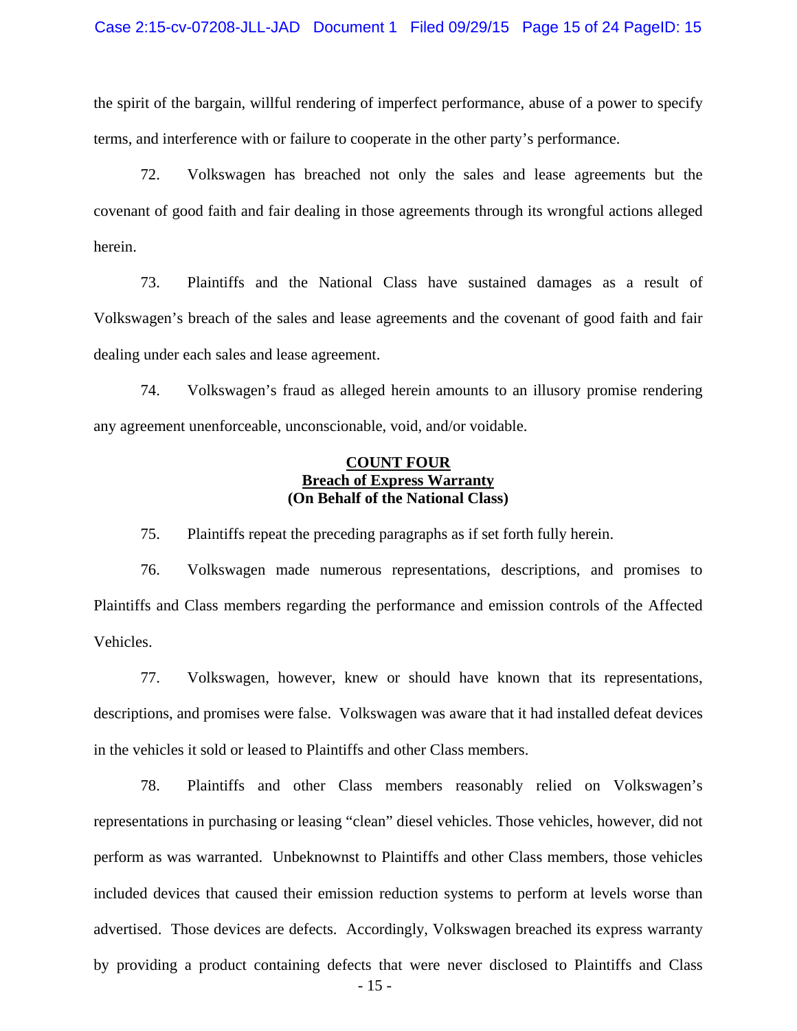the spirit of the bargain, willful rendering of imperfect performance, abuse of a power to specify terms, and interference with or failure to cooperate in the other party's performance.

72. Volkswagen has breached not only the sales and lease agreements but the covenant of good faith and fair dealing in those agreements through its wrongful actions alleged herein.

73. Plaintiffs and the National Class have sustained damages as a result of Volkswagen's breach of the sales and lease agreements and the covenant of good faith and fair dealing under each sales and lease agreement.

74. Volkswagen's fraud as alleged herein amounts to an illusory promise rendering any agreement unenforceable, unconscionable, void, and/or voidable.

## COUNT FOUR
## Breach of Express Warranty
## (On Behalf of the National Class)

75. Plaintiffs repeat the preceding paragraphs as if set forth fully herein.

76. Volkswagen made numerous representations, descriptions, and promises to Plaintiffs and Class members regarding the performance and emission controls of the Affected Vehicles.

77. Volkswagen, however, knew or should have known that its representations, descriptions, and promises were false. Volkswagen was aware that it had installed defeat devices in the vehicles it sold or leased to Plaintiffs and other Class members.

78. Plaintiffs and other Class members reasonably relied on Volkswagen's representations in purchasing or leasing "clean" diesel vehicles. Those vehicles, however, did not perform as was warranted. Unbeknownst to Plaintiffs and other Class members, those vehicles included devices that caused their emission reduction systems to perform at levels worse than advertised. Those devices are defects. Accordingly, Volkswagen breached its express warranty by providing a product containing defects that were never disclosed to Plaintiffs and Class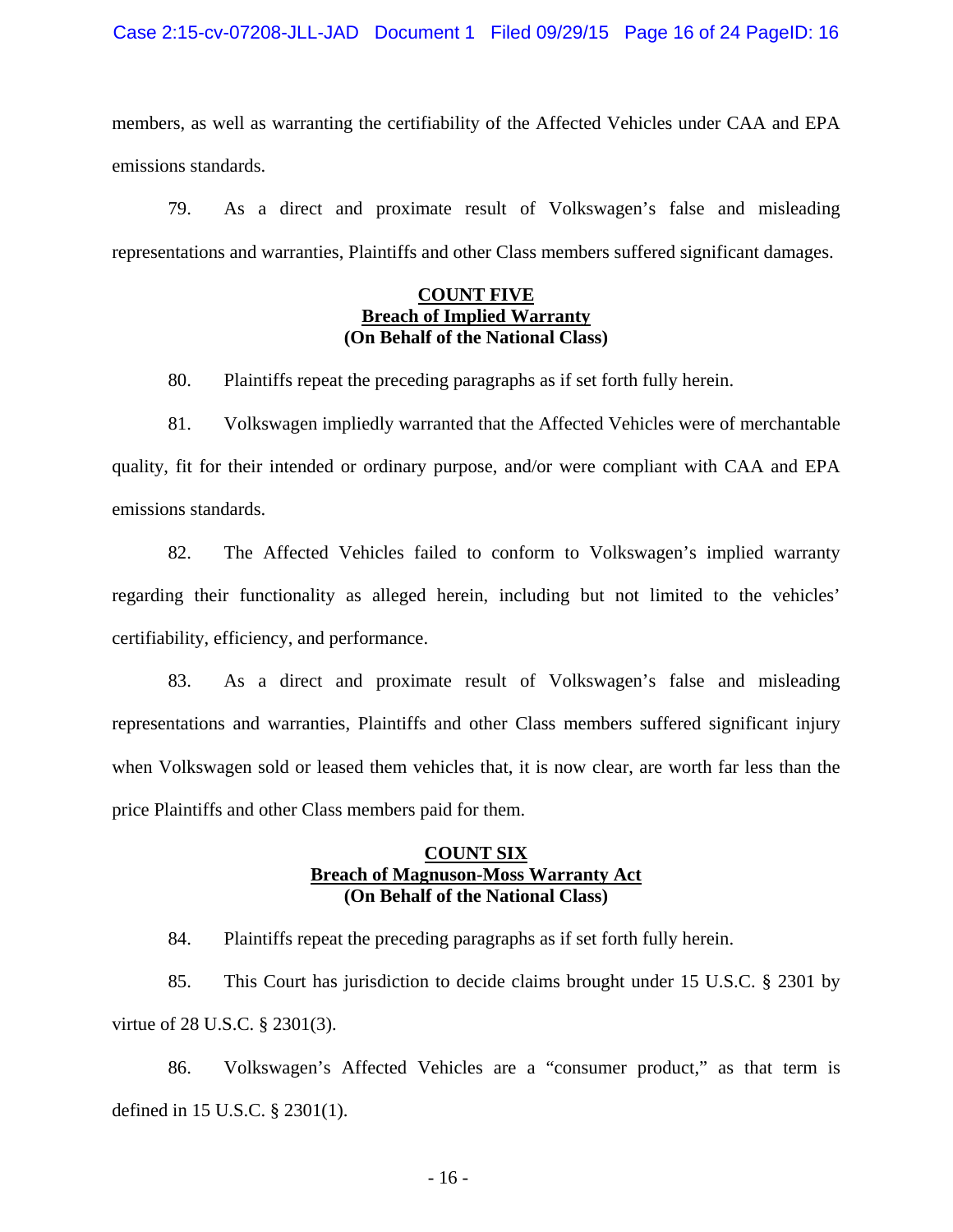members, as well as warranting the certifiability of the Affected Vehicles under CAA and EPA emissions standards.

79. As a direct and proximate result of Volkswagen's false and misleading representations and warranties, Plaintiffs and other Class members suffered significant damages.

**COUNT FIVE**
**Breach of Implied Warranty**
**(On Behalf of the National Class)**

80. Plaintiffs repeat the preceding paragraphs as if set forth fully herein.

81. Volkswagen impliedly warranted that the Affected Vehicles were of merchantable quality, fit for their intended or ordinary purpose, and/or were compliant with CAA and EPA emissions standards.

82. The Affected Vehicles failed to conform to Volkswagen's implied warranty regarding their functionality as alleged herein, including but not limited to the vehicles' certifiability, efficiency, and performance.

83. As a direct and proximate result of Volkswagen's false and misleading representations and warranties, Plaintiffs and other Class members suffered significant injury when Volkswagen sold or leased them vehicles that, it is now clear, are worth far less than the price Plaintiffs and other Class members paid for them.

**COUNT SIX**
**Breach of Magnuson-Moss Warranty Act**
**(On Behalf of the National Class)**

84. Plaintiffs repeat the preceding paragraphs as if set forth fully herein.

85. This Court has jurisdiction to decide claims brought under 15 U.S.C. § 2301 by virtue of 28 U.S.C. § 2301(3).

86. Volkswagen's Affected Vehicles are a "consumer product," as that term is defined in 15 U.S.C. § 2301(1).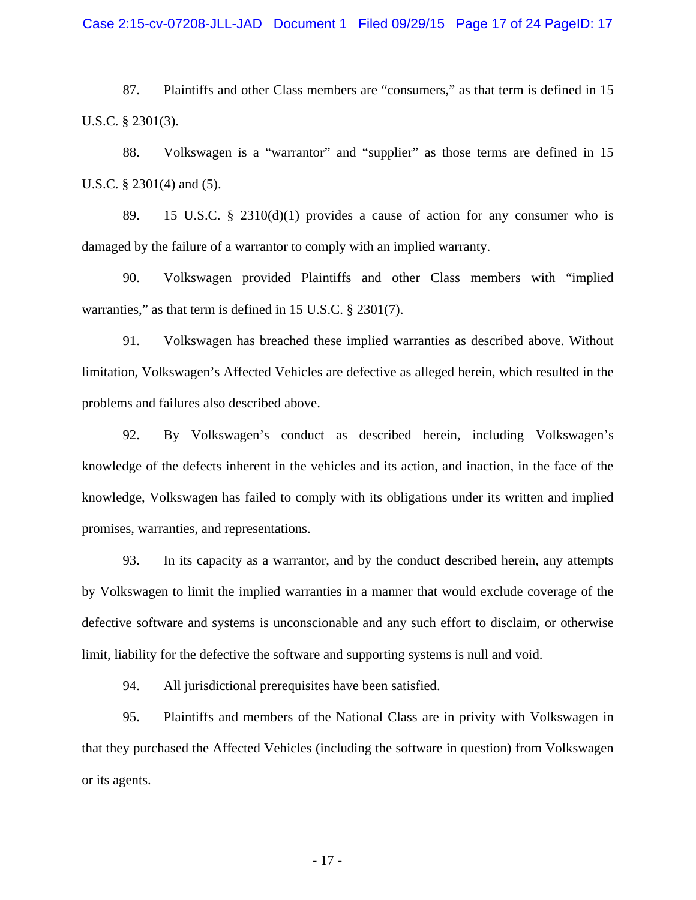87. Plaintiffs and other Class members are "consumers," as that term is defined in 15 U.S.C. § 2301(3).

88. Volkswagen is a "warrantor" and "supplier" as those terms are defined in 15 U.S.C. § 2301(4) and (5).

89. 15 U.S.C. § 2310(d)(1) provides a cause of action for any consumer who is damaged by the failure of a warrantor to comply with an implied warranty.

90. Volkswagen provided Plaintiffs and other Class members with "implied warranties," as that term is defined in 15 U.S.C. § 2301(7).

91. Volkswagen has breached these implied warranties as described above. Without limitation, Volkswagen's Affected Vehicles are defective as alleged herein, which resulted in the problems and failures also described above.

92. By Volkswagen's conduct as described herein, including Volkswagen's knowledge of the defects inherent in the vehicles and its action, and inaction, in the face of the knowledge, Volkswagen has failed to comply with its obligations under its written and implied promises, warranties, and representations.

93. In its capacity as a warrantor, and by the conduct described herein, any attempts by Volkswagen to limit the implied warranties in a manner that would exclude coverage of the defective software and systems is unconscionable and any such effort to disclaim, or otherwise limit, liability for the defective the software and supporting systems is null and void.

94. All jurisdictional prerequisites have been satisfied.

95. Plaintiffs and members of the National Class are in privity with Volkswagen in that they purchased the Affected Vehicles (including the software in question) from Volkswagen or its agents.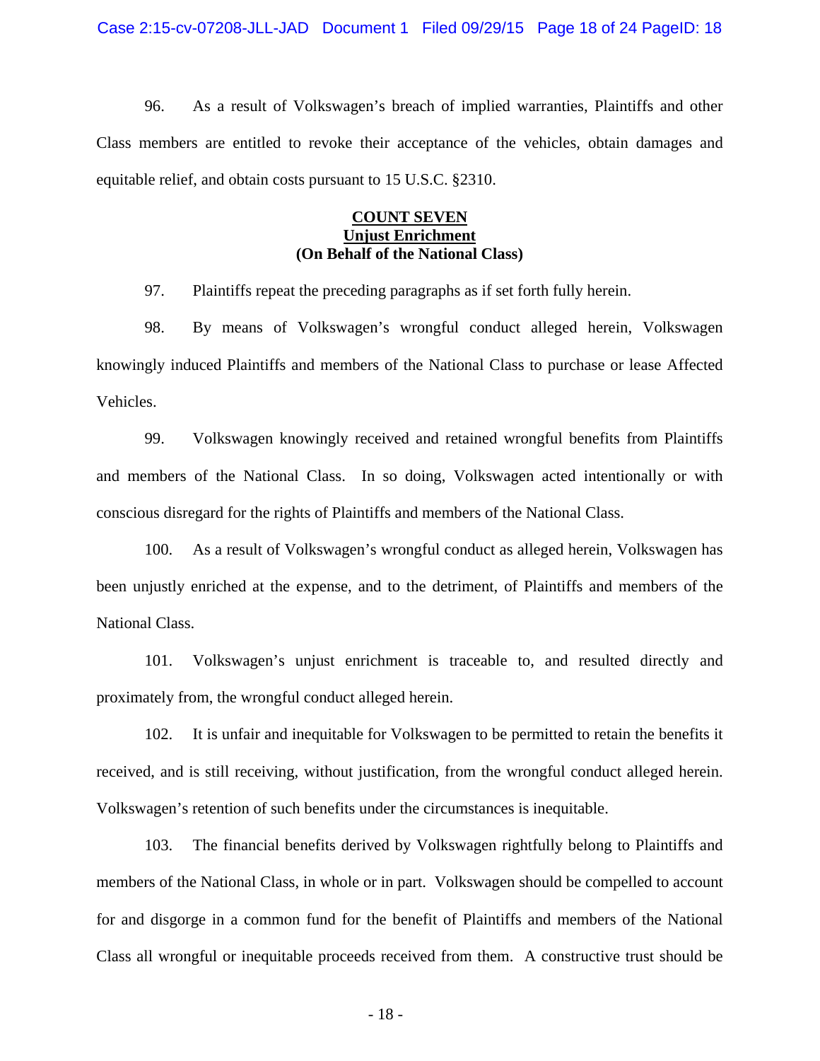96. As a result of Volkswagen's breach of implied warranties, Plaintiffs and other Class members are entitled to revoke their acceptance of the vehicles, obtain damages and equitable relief, and obtain costs pursuant to 15 U.S.C. §2310.

**COUNT SEVEN**
**Unjust Enrichment**
**(On Behalf of the National Class)**

97. Plaintiffs repeat the preceding paragraphs as if set forth fully herein.

98. By means of Volkswagen's wrongful conduct alleged herein, Volkswagen knowingly induced Plaintiffs and members of the National Class to purchase or lease Affected Vehicles.

99. Volkswagen knowingly received and retained wrongful benefits from Plaintiffs and members of the National Class. In so doing, Volkswagen acted intentionally or with conscious disregard for the rights of Plaintiffs and members of the National Class.

100. As a result of Volkswagen's wrongful conduct as alleged herein, Volkswagen has been unjustly enriched at the expense, and to the detriment, of Plaintiffs and members of the National Class.

101. Volkswagen's unjust enrichment is traceable to, and resulted directly and proximately from, the wrongful conduct alleged herein.

102. It is unfair and inequitable for Volkswagen to be permitted to retain the benefits it received, and is still receiving, without justification, from the wrongful conduct alleged herein. Volkswagen's retention of such benefits under the circumstances is inequitable.

103. The financial benefits derived by Volkswagen rightfully belong to Plaintiffs and members of the National Class, in whole or in part. Volkswagen should be compelled to account for and disgorge in a common fund for the benefit of Plaintiffs and members of the National Class all wrongful or inequitable proceeds received from them. A constructive trust should be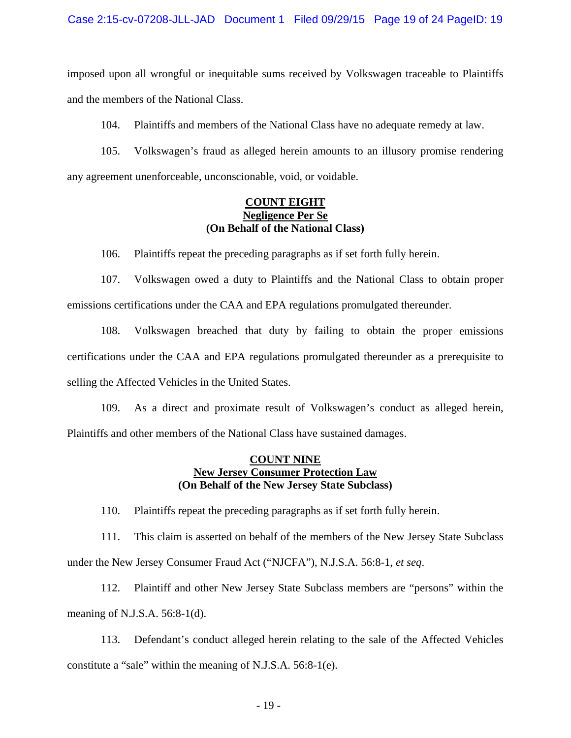imposed upon all wrongful or inequitable sums received by Volkswagen traceable to Plaintiffs and the members of the National Class.

104. Plaintiffs and members of the National Class have no adequate remedy at law.

105. Volkswagen's fraud as alleged herein amounts to an illusory promise rendering any agreement unenforceable, unconscionable, void, or voidable.

**COUNT EIGHT**
**Negligence Per Se**
**(On Behalf of the National Class)**

106. Plaintiffs repeat the preceding paragraphs as if set forth fully herein.

107. Volkswagen owed a duty to Plaintiffs and the National Class to obtain proper emissions certifications under the CAA and EPA regulations promulgated thereunder.

108. Volkswagen breached that duty by failing to obtain the proper emissions certifications under the CAA and EPA regulations promulgated thereunder as a prerequisite to selling the Affected Vehicles in the United States.

109. As a direct and proximate result of Volkswagen's conduct as alleged herein, Plaintiffs and other members of the National Class have sustained damages.

**COUNT NINE**
**New Jersey Consumer Protection Law**
**(On Behalf of the New Jersey State Subclass)**

110. Plaintiffs repeat the preceding paragraphs as if set forth fully herein.

111. This claim is asserted on behalf of the members of the New Jersey State Subclass under the New Jersey Consumer Fraud Act ("NJCFA"), N.J.S.A. 56:8-1, *et seq*.

112. Plaintiff and other New Jersey State Subclass members are "persons" within the meaning of N.J.S.A. 56:8-1(d).

113. Defendant's conduct alleged herein relating to the sale of the Affected Vehicles constitute a "sale" within the meaning of N.J.S.A. 56:8-1(e).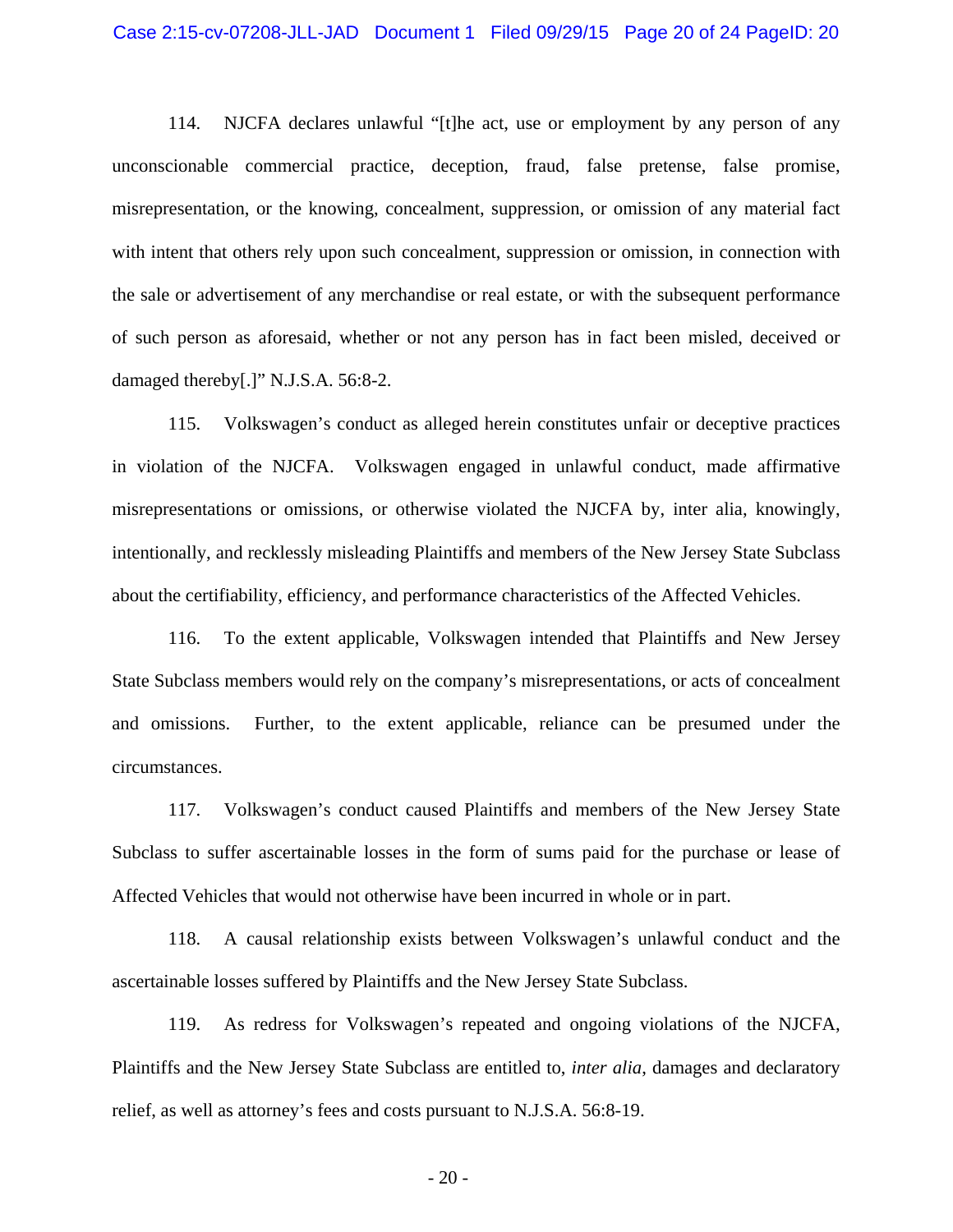114. NJCFA declares unlawful "[t]he act, use or employment by any person of any unconscionable commercial practice, deception, fraud, false pretense, false promise, misrepresentation, or the knowing, concealment, suppression, or omission of any material fact with intent that others rely upon such concealment, suppression or omission, in connection with the sale or advertisement of any merchandise or real estate, or with the subsequent performance of such person as aforesaid, whether or not any person has in fact been misled, deceived or damaged thereby[.]" N.J.S.A. 56:8-2.

115. Volkswagen's conduct as alleged herein constitutes unfair or deceptive practices in violation of the NJCFA. Volkswagen engaged in unlawful conduct, made affirmative misrepresentations or omissions, or otherwise violated the NJCFA by, inter alia, knowingly, intentionally, and recklessly misleading Plaintiffs and members of the New Jersey State Subclass about the certifiability, efficiency, and performance characteristics of the Affected Vehicles.

116. To the extent applicable, Volkswagen intended that Plaintiffs and New Jersey State Subclass members would rely on the company's misrepresentations, or acts of concealment and omissions. Further, to the extent applicable, reliance can be presumed under the circumstances.

117. Volkswagen's conduct caused Plaintiffs and members of the New Jersey State Subclass to suffer ascertainable losses in the form of sums paid for the purchase or lease of Affected Vehicles that would not otherwise have been incurred in whole or in part.

118. A causal relationship exists between Volkswagen's unlawful conduct and the ascertainable losses suffered by Plaintiffs and the New Jersey State Subclass.

119. As redress for Volkswagen's repeated and ongoing violations of the NJCFA, Plaintiffs and the New Jersey State Subclass are entitled to, *inter alia*, damages and declaratory relief, as well as attorney's fees and costs pursuant to N.J.S.A. 56:8-19.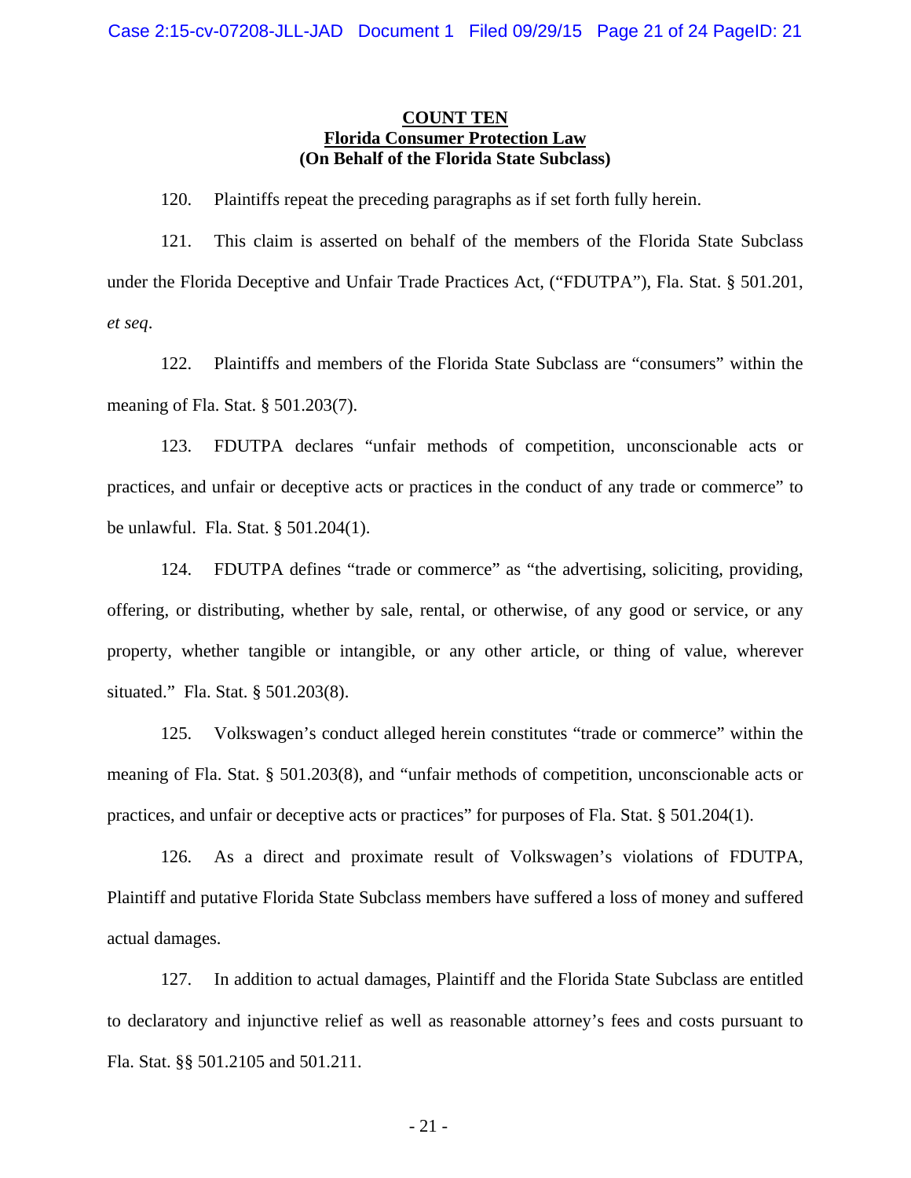**COUNT TEN**
**Florida Consumer Protection Law**
**(On Behalf of the Florida State Subclass)**

120. Plaintiffs repeat the preceding paragraphs as if set forth fully herein.

121. This claim is asserted on behalf of the members of the Florida State Subclass under the Florida Deceptive and Unfair Trade Practices Act, ("FDUTPA"), Fla. Stat. § 501.201, *et seq*.

122. Plaintiffs and members of the Florida State Subclass are "consumers" within the meaning of Fla. Stat. § 501.203(7).

123. FDUTPA declares "unfair methods of competition, unconscionable acts or practices, and unfair or deceptive acts or practices in the conduct of any trade or commerce" to be unlawful. Fla. Stat. § 501.204(1).

124. FDUTPA defines "trade or commerce" as "the advertising, soliciting, providing, offering, or distributing, whether by sale, rental, or otherwise, of any good or service, or any property, whether tangible or intangible, or any other article, or thing of value, wherever situated." Fla. Stat. § 501.203(8).

125. Volkswagen's conduct alleged herein constitutes "trade or commerce" within the meaning of Fla. Stat. § 501.203(8), and "unfair methods of competition, unconscionable acts or practices, and unfair or deceptive acts or practices" for purposes of Fla. Stat. § 501.204(1).

126. As a direct and proximate result of Volkswagen's violations of FDUTPA, Plaintiff and putative Florida State Subclass members have suffered a loss of money and suffered actual damages.

127. In addition to actual damages, Plaintiff and the Florida State Subclass are entitled to declaratory and injunctive relief as well as reasonable attorney's fees and costs pursuant to Fla. Stat. §§ 501.2105 and 501.211.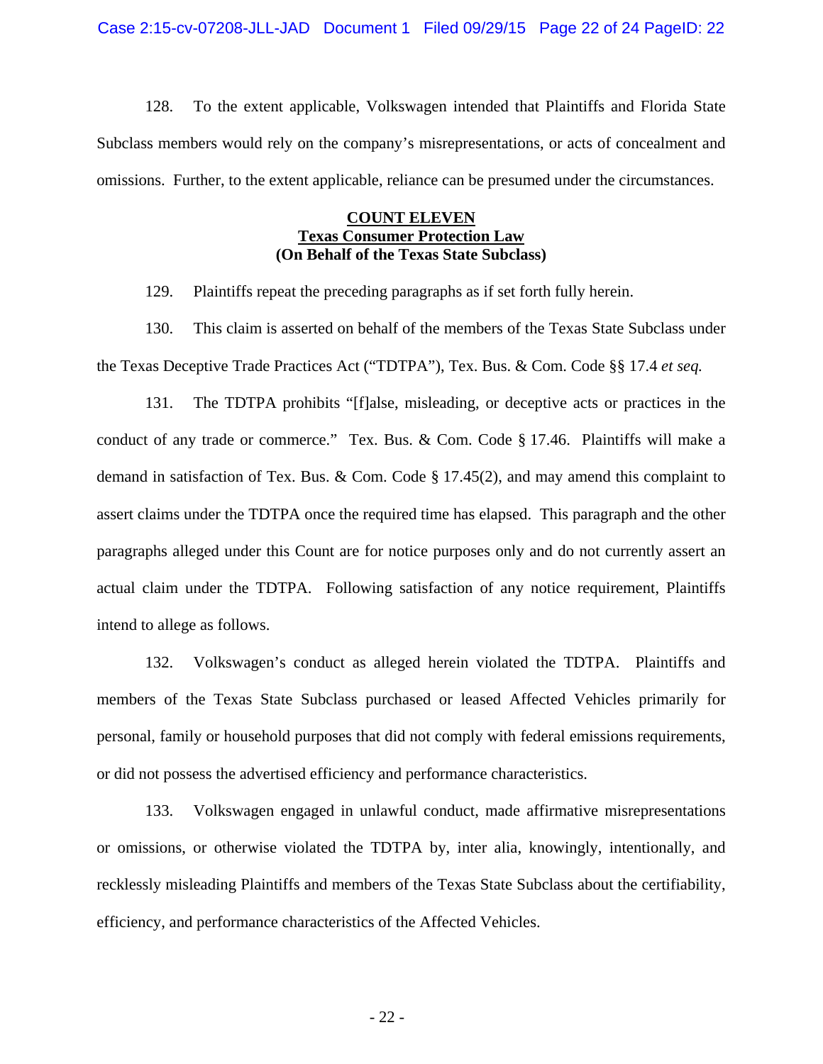128. To the extent applicable, Volkswagen intended that Plaintiffs and Florida State Subclass members would rely on the company's misrepresentations, or acts of concealment and omissions. Further, to the extent applicable, reliance can be presumed under the circumstances.

**COUNT ELEVEN**
**Texas Consumer Protection Law**
**(On Behalf of the Texas State Subclass)**

129. Plaintiffs repeat the preceding paragraphs as if set forth fully herein.

130. This claim is asserted on behalf of the members of the Texas State Subclass under the Texas Deceptive Trade Practices Act ("TDTPA"), Tex. Bus. & Com. Code §§ 17.4 *et seq.*

131. The TDTPA prohibits "[f]alse, misleading, or deceptive acts or practices in the conduct of any trade or commerce." Tex. Bus. & Com. Code § 17.46. Plaintiffs will make a demand in satisfaction of Tex. Bus. & Com. Code § 17.45(2), and may amend this complaint to assert claims under the TDTPA once the required time has elapsed. This paragraph and the other paragraphs alleged under this Count are for notice purposes only and do not currently assert an actual claim under the TDTPA. Following satisfaction of any notice requirement, Plaintiffs intend to allege as follows.

132. Volkswagen's conduct as alleged herein violated the TDTPA. Plaintiffs and members of the Texas State Subclass purchased or leased Affected Vehicles primarily for personal, family or household purposes that did not comply with federal emissions requirements, or did not possess the advertised efficiency and performance characteristics.

133. Volkswagen engaged in unlawful conduct, made affirmative misrepresentations or omissions, or otherwise violated the TDTPA by, inter alia, knowingly, intentionally, and recklessly misleading Plaintiffs and members of the Texas State Subclass about the certifiability, efficiency, and performance characteristics of the Affected Vehicles.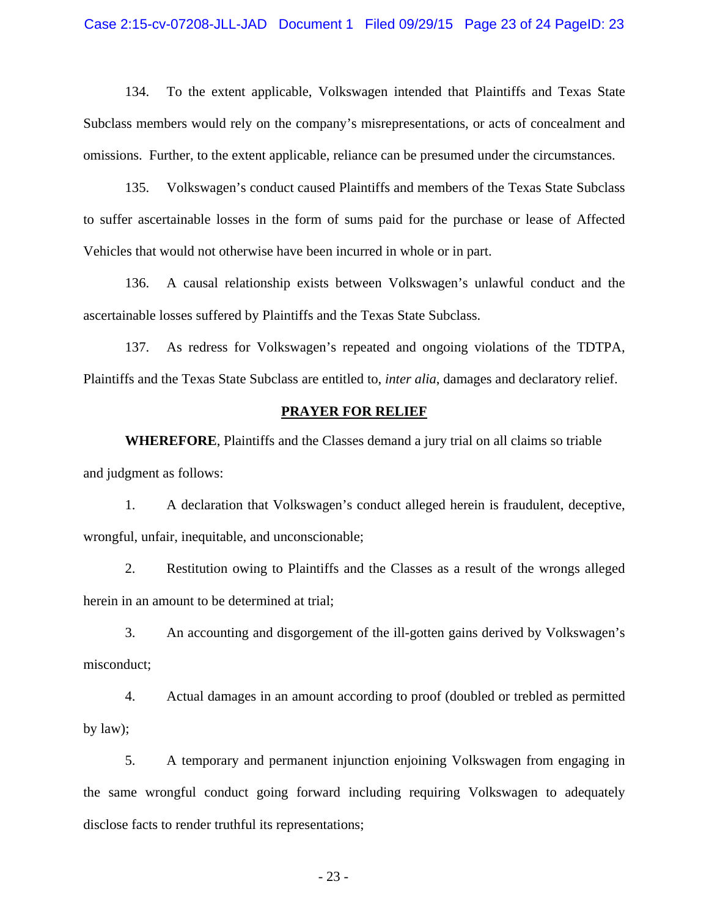134. To the extent applicable, Volkswagen intended that Plaintiffs and Texas State Subclass members would rely on the company's misrepresentations, or acts of concealment and omissions. Further, to the extent applicable, reliance can be presumed under the circumstances.

135. Volkswagen's conduct caused Plaintiffs and members of the Texas State Subclass to suffer ascertainable losses in the form of sums paid for the purchase or lease of Affected Vehicles that would not otherwise have been incurred in whole or in part.

136. A causal relationship exists between Volkswagen's unlawful conduct and the ascertainable losses suffered by Plaintiffs and the Texas State Subclass.

137. As redress for Volkswagen's repeated and ongoing violations of the TDTPA, Plaintiffs and the Texas State Subclass are entitled to, *inter alia*, damages and declaratory relief.

## PRAYER FOR RELIEF

**WHEREFORE**, Plaintiffs and the Classes demand a jury trial on all claims so triable and judgment as follows:

1. A declaration that Volkswagen's conduct alleged herein is fraudulent, deceptive, wrongful, unfair, inequitable, and unconscionable;

2. Restitution owing to Plaintiffs and the Classes as a result of the wrongs alleged herein in an amount to be determined at trial;

3. An accounting and disgorgement of the ill-gotten gains derived by Volkswagen's misconduct;

4. Actual damages in an amount according to proof (doubled or trebled as permitted by law);

5. A temporary and permanent injunction enjoining Volkswagen from engaging in the same wrongful conduct going forward including requiring Volkswagen to adequately disclose facts to render truthful its representations;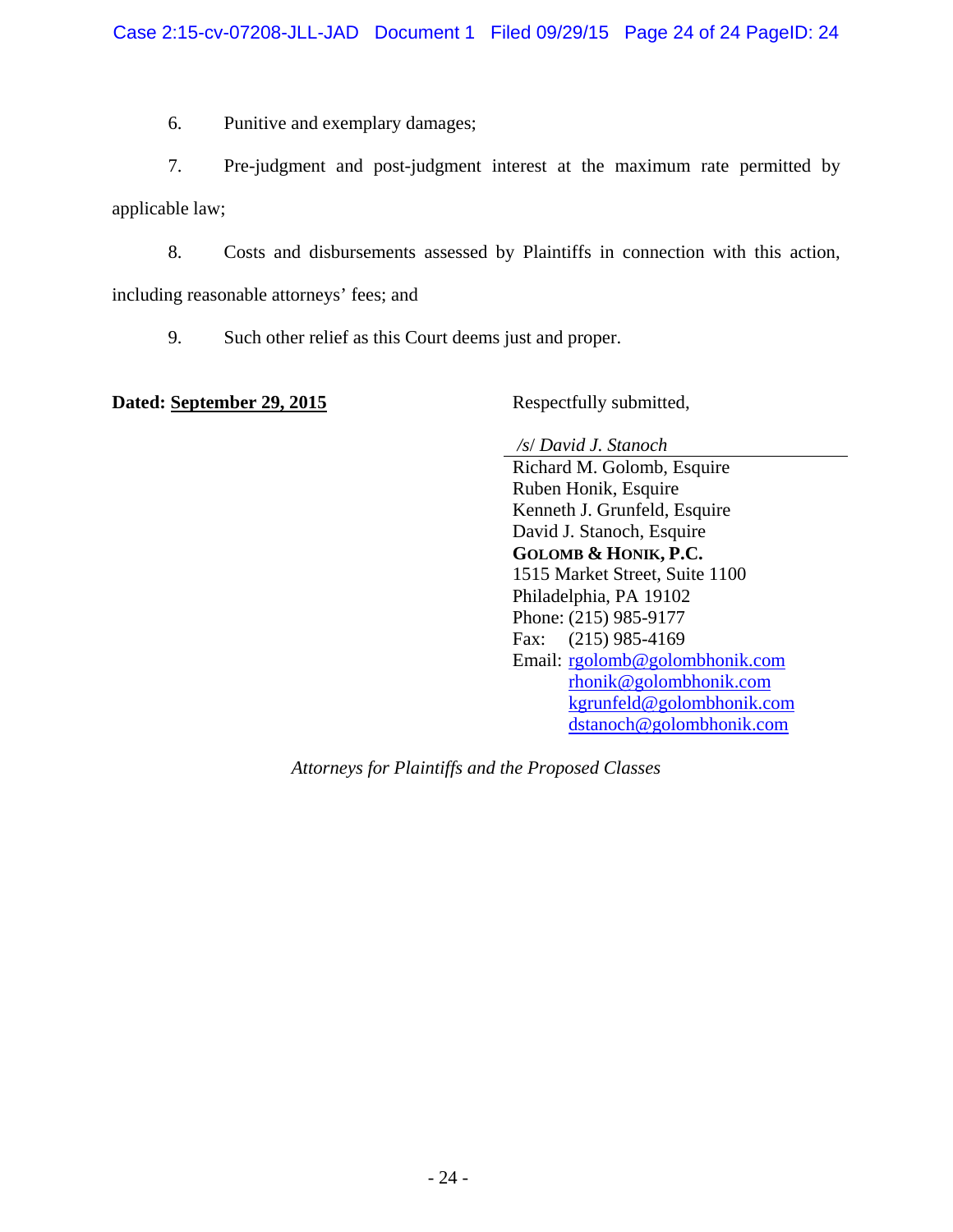6. Punitive and exemplary damages;

7. Pre-judgment and post-judgment interest at the maximum rate permitted by applicable law;

8. Costs and disbursements assessed by Plaintiffs in connection with this action, including reasonable attorneys' fees; and

9. Such other relief as this Court deems just and proper.

**Dated: <u>September 29, 2015</u>**

Respectfully submitted,

*/s/ David J. Stanoch*
Richard M. Golomb, Esquire
Ruben Honik, Esquire
Kenneth J. Grunfeld, Esquire
David J. Stanoch, Esquire
**GOLOMB & HONIK, P.C.**
1515 Market Street, Suite 1100
Philadelphia, PA 19102
Phone: (215) 985-9177
Fax: (215) 985-4169
Email: rgolomb@golombhonik.com
rhonik@golombhonik.com
kgrunfeld@golombhonik.com
dstanoch@golombhonik.com

*Attorneys for Plaintiffs and the Proposed Classes*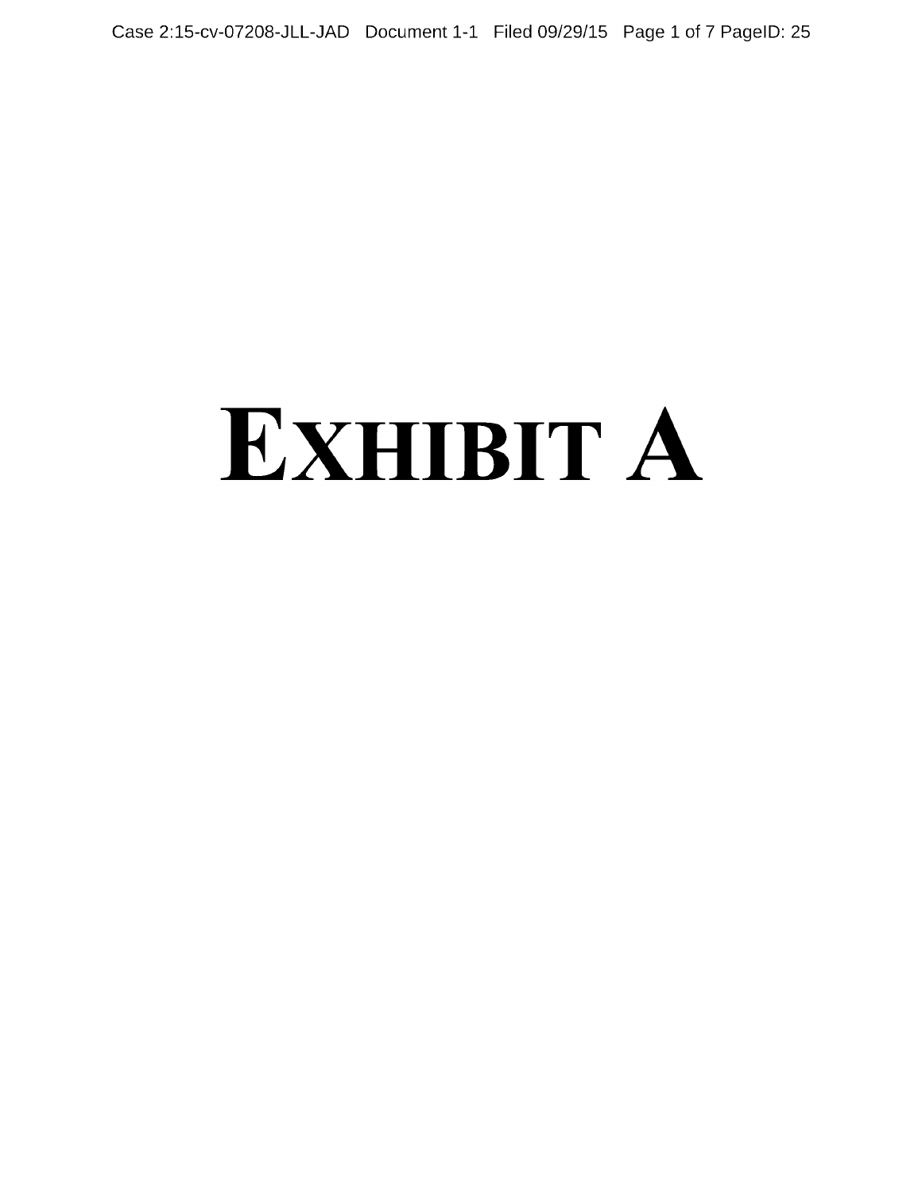# EXHIBIT A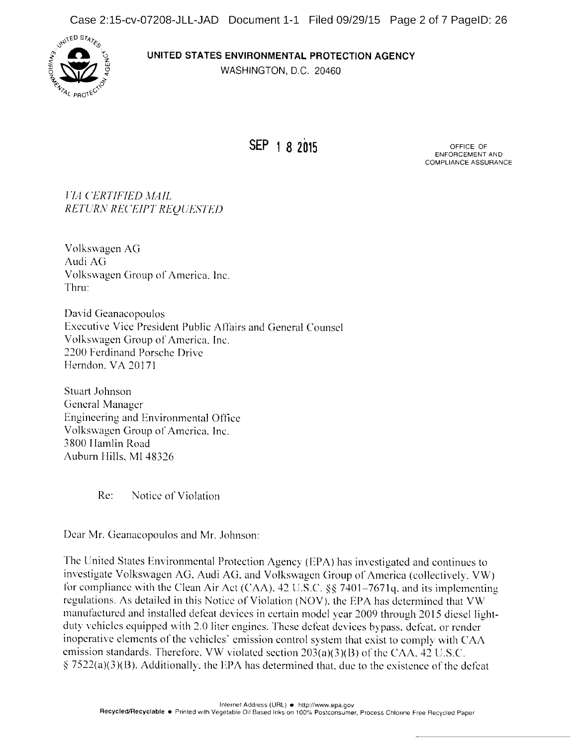**UNITED STATES ENVIRONMENTAL PROTECTION AGENCY**
WASHINGTON, D.C. 20460

SEP 18 2015

OFFICE OF
ENFORCEMENT AND
COMPLIANCE ASSURANCE

*VIA CERTIFIED MAIL*
*RETURN RECEIPT REQUESTED*

Volkswagen AG
Audi AG
Volkswagen Group of America, Inc.
Thru:

David Geanacopoulos
Executive Vice President Public Affairs and General Counsel
Volkswagen Group of America, Inc.
2200 Ferdinand Porsche Drive
Herndon, VA 20171

Stuart Johnson
General Manager
Engineering and Environmental Office
Volkswagen Group of America, Inc.
3800 Hamlin Road
Auburn Hills, MI 48326

Re: Notice of Violation

Dear Mr. Geanacopoulos and Mr. Johnson:

The United States Environmental Protection Agency (EPA) has investigated and continues to investigate Volkswagen AG, Audi AG, and Volkswagen Group of America (collectively, VW) for compliance with the Clean Air Act (CAA), 42 U.S.C. §§ 7401–7671q, and its implementing regulations. As detailed in this Notice of Violation (NOV), the EPA has determined that VW manufactured and installed defeat devices in certain model year 2009 through 2015 diesel light-duty vehicles equipped with 2.0 liter engines. These defeat devices bypass, defeat, or render inoperative elements of the vehicles' emission control system that exist to comply with CAA emission standards. Therefore, VW violated section 203(a)(3)(B) of the CAA, 42 U.S.C. § 7522(a)(3)(B). Additionally, the EPA has determined that, due to the existence of the defeat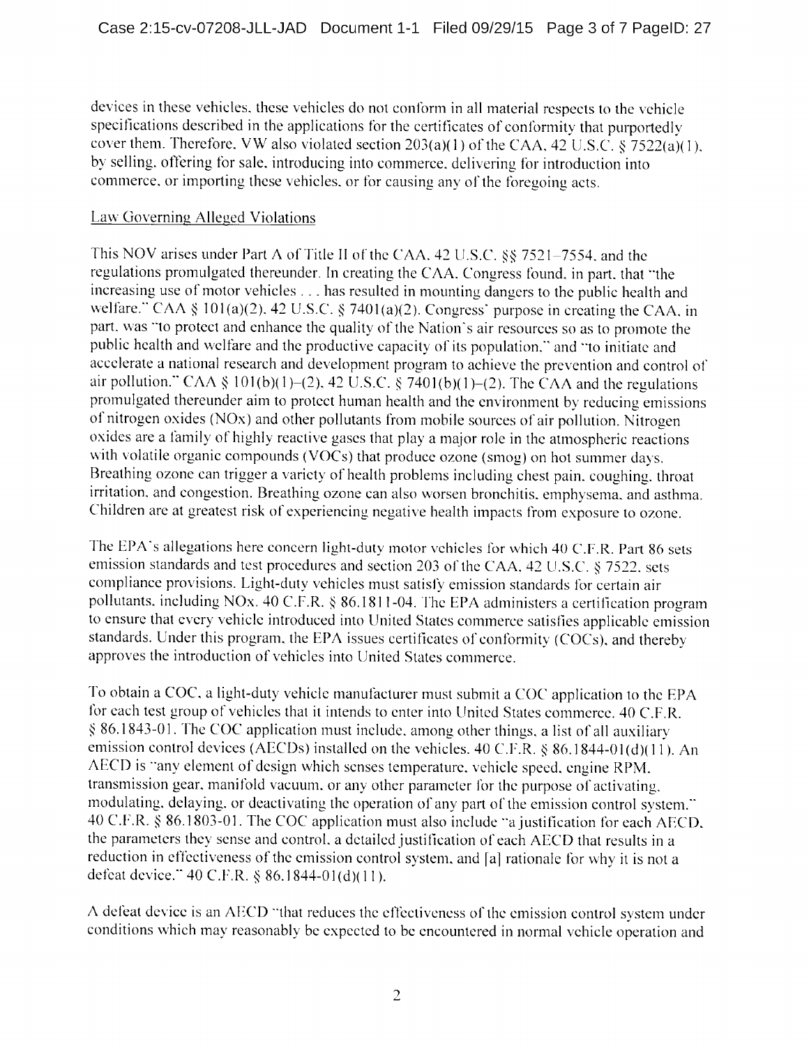devices in these vehicles, these vehicles do not conform in all material respects to the vehicle specifications described in the applications for the certificates of conformity that purportedly cover them. Therefore, VW also violated section 203(a)(1) of the CAA, 42 U.S.C. § 7522(a)(1), by selling, offering for sale, introducing into commerce, delivering for introduction into commerce, or importing these vehicles, or for causing any of the foregoing acts.

## Law Governing Alleged Violations

This NOV arises under Part A of Title II of the CAA, 42 U.S.C. §§ 7521–7554, and the regulations promulgated thereunder. In creating the CAA, Congress found, in part, that "the increasing use of motor vehicles . . . has resulted in mounting dangers to the public health and welfare." CAA § 101(a)(2), 42 U.S.C. § 7401(a)(2). Congress' purpose in creating the CAA, in part, was "to protect and enhance the quality of the Nation's air resources so as to promote the public health and welfare and the productive capacity of its population," and "to initiate and accelerate a national research and development program to achieve the prevention and control of air pollution." CAA § 101(b)(1)–(2), 42 U.S.C. § 7401(b)(1)–(2). The CAA and the regulations promulgated thereunder aim to protect human health and the environment by reducing emissions of nitrogen oxides (NOx) and other pollutants from mobile sources of air pollution. Nitrogen oxides are a family of highly reactive gases that play a major role in the atmospheric reactions with volatile organic compounds (VOCs) that produce ozone (smog) on hot summer days. Breathing ozone can trigger a variety of health problems including chest pain, coughing, throat irritation, and congestion. Breathing ozone can also worsen bronchitis, emphysema, and asthma. Children are at greatest risk of experiencing negative health impacts from exposure to ozone.

The EPA's allegations here concern light-duty motor vehicles for which 40 C.F.R. Part 86 sets emission standards and test procedures and section 203 of the CAA, 42 U.S.C. § 7522, sets compliance provisions. Light-duty vehicles must satisfy emission standards for certain air pollutants, including NOx. 40 C.F.R. § 86.1811-04. The EPA administers a certification program to ensure that every vehicle introduced into United States commerce satisfies applicable emission standards. Under this program, the EPA issues certificates of conformity (COCs), and thereby approves the introduction of vehicles into United States commerce.

To obtain a COC, a light-duty vehicle manufacturer must submit a COC application to the EPA for each test group of vehicles that it intends to enter into United States commerce. 40 C.F.R. § 86.1843-01. The COC application must include, among other things, a list of all auxiliary emission control devices (AECDs) installed on the vehicles. 40 C.F.R. § 86.1844-01(d)(11). An AECD is "any element of design which senses temperature, vehicle speed, engine RPM, transmission gear, manifold vacuum, or any other parameter for the purpose of activating, modulating, delaying, or deactivating the operation of any part of the emission control system." 40 C.F.R. § 86.1803-01. The COC application must also include "a justification for each AECD, the parameters they sense and control, a detailed justification of each AECD that results in a reduction in effectiveness of the emission control system, and [a] rationale for why it is not a defeat device." 40 C.F.R. § 86.1844-01(d)(11).

A defeat device is an AECD "that reduces the effectiveness of the emission control system under conditions which may reasonably be expected to be encountered in normal vehicle operation and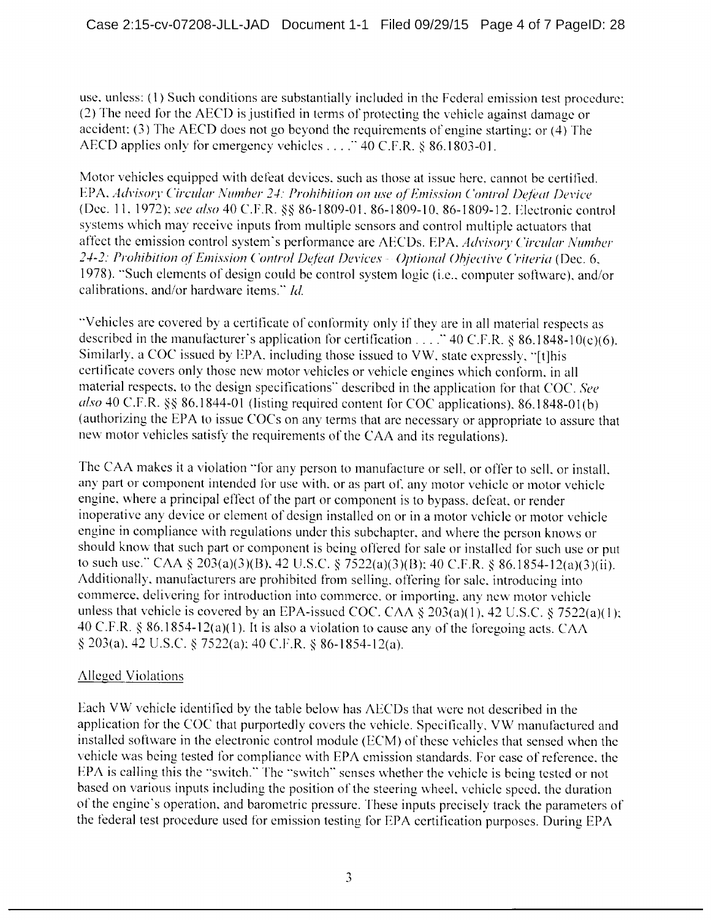use, unless: (1) Such conditions are substantially included in the Federal emission test procedure; (2) The need for the AECD is justified in terms of protecting the vehicle against damage or accident; (3) The AECD does not go beyond the requirements of engine starting; or (4) The AECD applies only for emergency vehicles . . . ." 40 C.F.R. § 86.1803-01.

Motor vehicles equipped with defeat devices, such as those at issue here, cannot be certified. EPA, *Advisory Circular Number 24: Prohibition on use of Emission Control Defeat Device* (Dec. 11, 1972); *see also* 40 C.F.R. §§ 86-1809-01, 86-1809-10, 86-1809-12. Electronic control systems which may receive inputs from multiple sensors and control multiple actuators that affect the emission control system's performance are AECDs. EPA, *Advisory Circular Number 24-2: Prohibition of Emission Control Defeat Devices – Optional Objective Criteria* (Dec. 6, 1978). "Such elements of design could be control system logic (i.e., computer software), and/or calibrations, and/or hardware items." *Id.*

"Vehicles are covered by a certificate of conformity only if they are in all material respects as described in the manufacturer's application for certification . . . ." 40 C.F.R. § 86.1848-10(c)(6). Similarly, a COC issued by EPA, including those issued to VW, state expressly, "[t]his certificate covers only those new motor vehicles or vehicle engines which conform, in all material respects, to the design specifications" described in the application for that COC. *See also* 40 C.F.R. §§ 86.1844-01 (listing required content for COC applications), 86.1848-01(b) (authorizing the EPA to issue COCs on any terms that are necessary or appropriate to assure that new motor vehicles satisfy the requirements of the CAA and its regulations).

The CAA makes it a violation "for any person to manufacture or sell, or offer to sell, or install, any part or component intended for use with, or as part of, any motor vehicle or motor vehicle engine, where a principal effect of the part or component is to bypass, defeat, or render inoperative any device or element of design installed on or in a motor vehicle or motor vehicle engine in compliance with regulations under this subchapter, and where the person knows or should know that such part or component is being offered for sale or installed for such use or put to such use." CAA § 203(a)(3)(B), 42 U.S.C. § 7522(a)(3)(B); 40 C.F.R. § 86.1854-12(a)(3)(ii). Additionally, manufacturers are prohibited from selling, offering for sale, introducing into commerce, delivering for introduction into commerce, or importing, any new motor vehicle unless that vehicle is covered by an EPA-issued COC. CAA § 203(a)(1), 42 U.S.C. § 7522(a)(1); 40 C.F.R. § 86.1854-12(a)(1). It is also a violation to cause any of the foregoing acts. CAA § 203(a), 42 U.S.C. § 7522(a); 40 C.F.R. § 86-1854-12(a).

## Alleged Violations

Each VW vehicle identified by the table below has AECDs that were not described in the application for the COC that purportedly covers the vehicle. Specifically, VW manufactured and installed software in the electronic control module (ECM) of these vehicles that sensed when the vehicle was being tested for compliance with EPA emission standards. For ease of reference, the EPA is calling this the "switch." The "switch" senses whether the vehicle is being tested or not based on various inputs including the position of the steering wheel, vehicle speed, the duration of the engine's operation, and barometric pressure. These inputs precisely track the parameters of the federal test procedure used for emission testing for EPA certification purposes. During EPA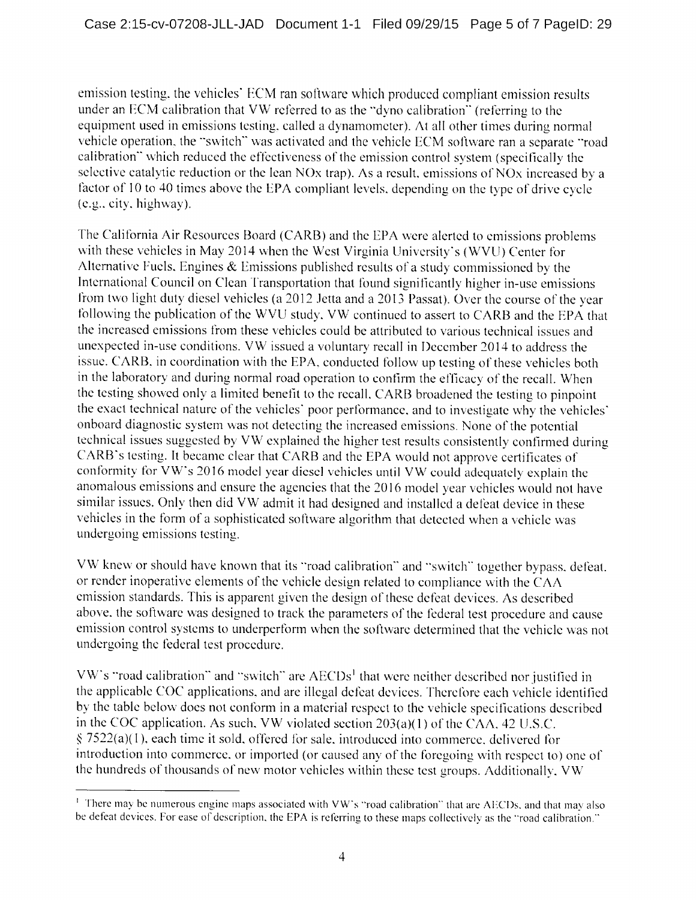emission testing, the vehicles' ECM ran software which produced compliant emission results under an ECM calibration that VW referred to as the "dyno calibration" (referring to the equipment used in emissions testing, called a dynamometer). At all other times during normal vehicle operation, the "switch" was activated and the vehicle ECM software ran a separate "road calibration" which reduced the effectiveness of the emission control system (specifically the selective catalytic reduction or the lean NOx trap). As a result, emissions of NOx increased by a factor of 10 to 40 times above the EPA compliant levels, depending on the type of drive cycle (e.g., city, highway).

The California Air Resources Board (CARB) and the EPA were alerted to emissions problems with these vehicles in May 2014 when the West Virginia University's (WVU) Center for Alternative Fuels, Engines & Emissions published results of a study commissioned by the International Council on Clean Transportation that found significantly higher in-use emissions from two light duty diesel vehicles (a 2012 Jetta and a 2013 Passat). Over the course of the year following the publication of the WVU study, VW continued to assert to CARB and the EPA that the increased emissions from these vehicles could be attributed to various technical issues and unexpected in-use conditions. VW issued a voluntary recall in December 2014 to address the issue. CARB, in coordination with the EPA, conducted follow up testing of these vehicles both in the laboratory and during normal road operation to confirm the efficacy of the recall. When the testing showed only a limited benefit to the recall, CARB broadened the testing to pinpoint the exact technical nature of the vehicles' poor performance, and to investigate why the vehicles' onboard diagnostic system was not detecting the increased emissions. None of the potential technical issues suggested by VW explained the higher test results consistently confirmed during CARB's testing. It became clear that CARB and the EPA would not approve certificates of conformity for VW's 2016 model year diesel vehicles until VW could adequately explain the anomalous emissions and ensure the agencies that the 2016 model year vehicles would not have similar issues. Only then did VW admit it had designed and installed a defeat device in these vehicles in the form of a sophisticated software algorithm that detected when a vehicle was undergoing emissions testing.

VW knew or should have known that its "road calibration" and "switch" together bypass, defeat, or render inoperative elements of the vehicle design related to compliance with the CAA emission standards. This is apparent given the design of these defeat devices. As described above, the software was designed to track the parameters of the federal test procedure and cause emission control systems to underperform when the software determined that the vehicle was not undergoing the federal test procedure.

VW's "road calibration" and "switch" are AECDs[1] that were neither described nor justified in the applicable COC applications, and are illegal defeat devices. Therefore each vehicle identified by the table below does not conform in a material respect to the vehicle specifications described in the COC application. As such, VW violated section 203(a)(1) of the CAA, 42 U.S.C. § 7522(a)(1), each time it sold, offered for sale, introduced into commerce, delivered for introduction into commerce, or imported (or caused any of the foregoing with respect to) one of the hundreds of thousands of new motor vehicles within these test groups. Additionally, VW

[1] There may be numerous engine maps associated with VW's "road calibration" that are AECDs, and that may also be defeat devices. For ease of description, the EPA is referring to these maps collectively as the "road calibration."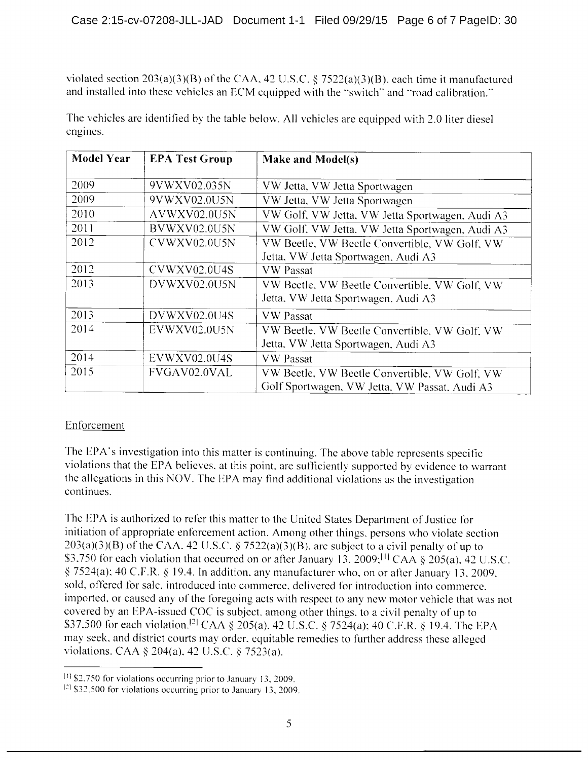violated section 203(a)(3)(B) of the CAA, 42 U.S.C. § 7522(a)(3)(B), each time it manufactured and installed into these vehicles an ECM equipped with the "switch" and "road calibration."

The vehicles are identified by the table below. All vehicles are equipped with 2.0 liter diesel engines.

| Model Year | EPA Test Group | Make and Model(s) |
|---|---|---|
| 2009 | 9VWXV02.035N | VW Jetta, VW Jetta Sportwagen |
| 2009 | 9VWXV02.0U5N | VW Jetta, VW Jetta Sportwagen |
| 2010 | AVWXV02.0U5N | VW Golf, VW Jetta, VW Jetta Sportwagen, Audi A3 |
| 2011 | BVWXV02.0U5N | VW Golf, VW Jetta, VW Jetta Sportwagen, Audi A3 |
| 2012 | CVWXV02.0U5N | VW Beetle, VW Beetle Convertible, VW Golf, VW Jetta, VW Jetta Sportwagen, Audi A3 |
| 2012 | CVWXV02.0U4S | VW Passat |
| 2013 | DVWXV02.0U5N | VW Beetle, VW Beetle Convertible, VW Golf, VW Jetta, VW Jetta Sportwagen, Audi A3 |
| 2013 | DVWXV02.0U4S | VW Passat |
| 2014 | EVWXV02.0U5N | VW Beetle, VW Beetle Convertible, VW Golf, VW Jetta, VW Jetta Sportwagen, Audi A3 |
| 2014 | EVWXV02.0U4S | VW Passat |
| 2015 | FVGAV02.0VAL | VW Beetle, VW Beetle Convertible, VW Golf, VW Golf Sportwagen, VW Jetta, VW Passat, Audi A3 |

Enforcement

The EPA's investigation into this matter is continuing. The above table represents specific violations that the EPA believes, at this point, are sufficiently supported by evidence to warrant the allegations in this NOV. The EPA may find additional violations as the investigation continues.

The EPA is authorized to refer this matter to the United States Department of Justice for initiation of appropriate enforcement action. Among other things, persons who violate section 203(a)(3)(B) of the CAA, 42 U.S.C. § 7522(a)(3)(B), are subject to a civil penalty of up to $3,750 for each violation that occurred on or after January 13, 2009;[1] CAA § 205(a), 42 U.S.C. § 7524(a); 40 C.F.R. § 19.4. In addition, any manufacturer who, on or after January 13, 2009, sold, offered for sale, introduced into commerce, delivered for introduction into commerce, imported, or caused any of the foregoing acts with respect to any new motor vehicle that was not covered by an EPA-issued COC is subject, among other things, to a civil penalty of up to $37,500 for each violation.[2] CAA § 205(a), 42 U.S.C. § 7524(a); 40 C.F.R. § 19.4. The EPA may seek, and district courts may order, equitable remedies to further address these alleged violations. CAA § 204(a), 42 U.S.C. § 7523(a).

[1] $2,750 for violations occurring prior to January 13, 2009.

[2] $32,500 for violations occurring prior to January 13, 2009.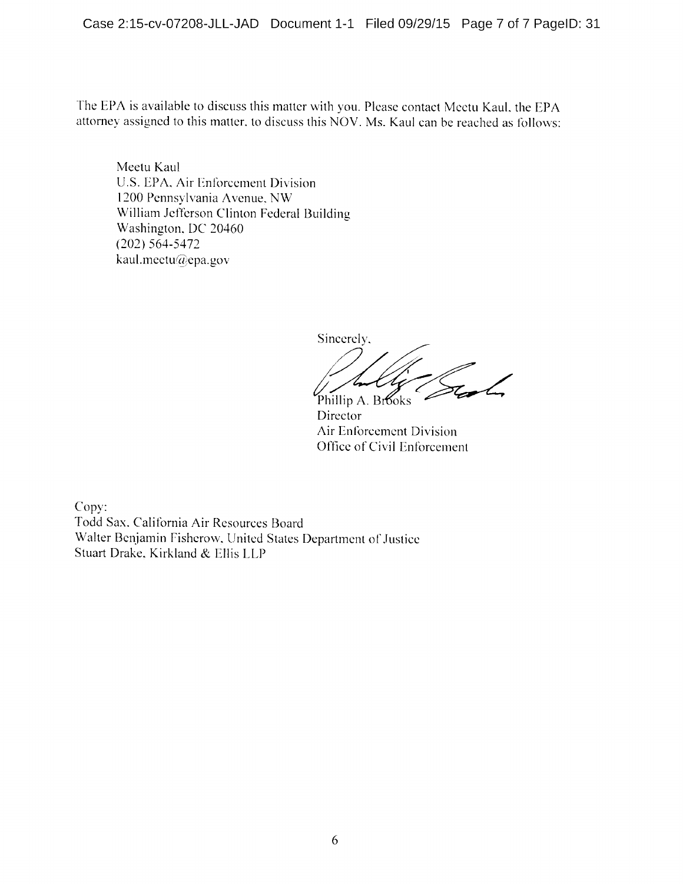The EPA is available to discuss this matter with you. Please contact Meetu Kaul, the EPA attorney assigned to this matter, to discuss this NOV. Ms. Kaul can be reached as follows:

Meetu Kaul  
U.S. EPA, Air Enforcement Division  
1200 Pennsylvania Avenue, NW  
William Jefferson Clinton Federal Building  
Washington, DC 20460  
(202) 564-5472  
kaul.meetu@epa.gov

Sincerely,

Phillip A. Brooks  
Director  
Air Enforcement Division  
Office of Civil Enforcement

Copy:  
Todd Sax, California Air Resources Board  
Walter Benjamin Fisherow, United States Department of Justice  
Stuart Drake, Kirkland & Ellis LLP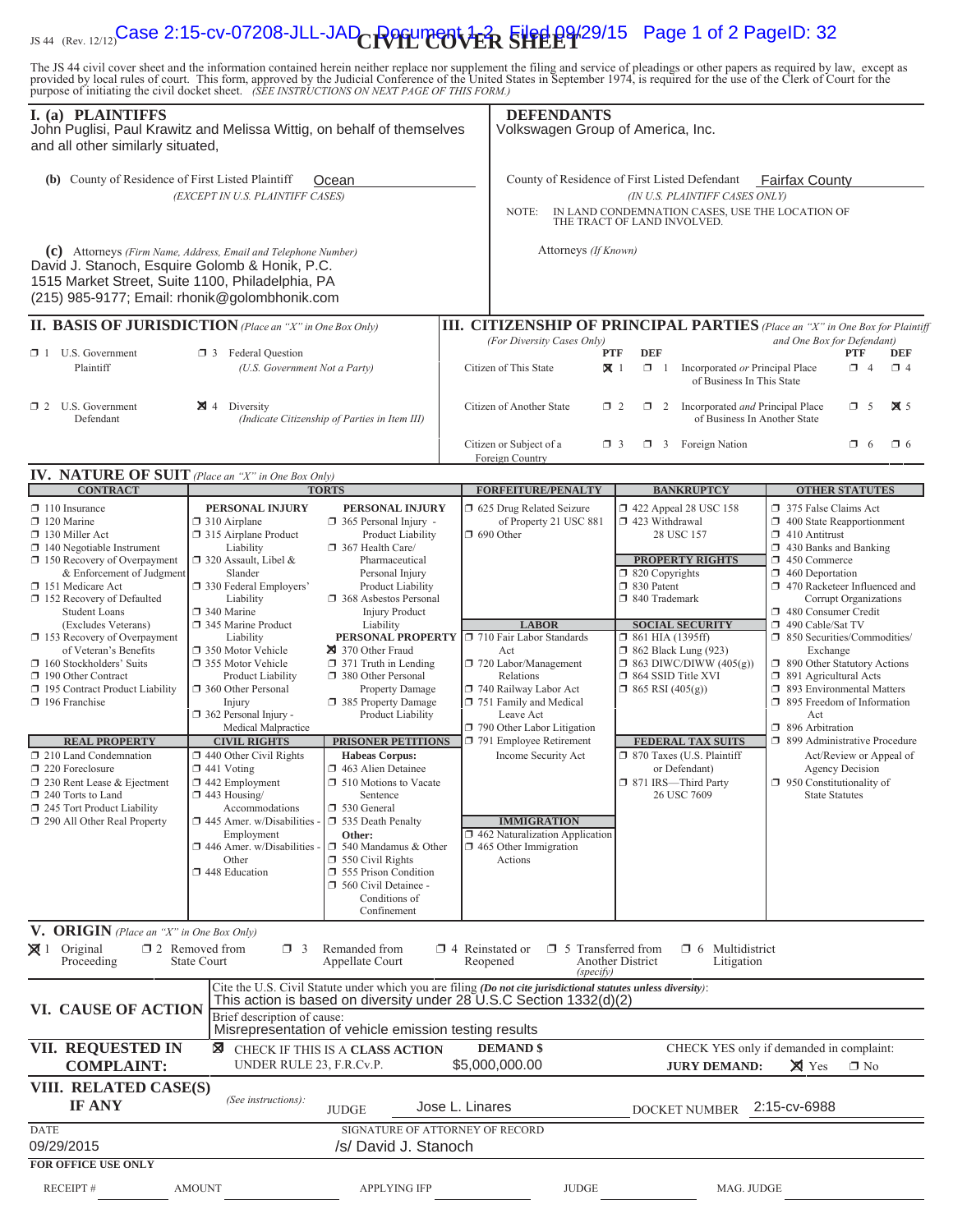JS 44 (Rev. 12/12)

# CIVIL COVER SHEET

The JS 44 civil cover sheet and the information contained herein neither replace nor supplement the filing and service of pleadings or other papers as required by law, except as provided by local rules of court. This form, approved by the Judicial Conference of the United States in September 1974, is required for the use of the Clerk of Court for the purpose of initiating the civil docket sheet. *(SEE INSTRUCTIONS ON NEXT PAGE OF THIS FORM.)*

## I. (a) PLAINTIFFS

John Puglisi, Paul Krawitz and Melissa Wittig, on behalf of themselves and all other similarly situated,

**(b)** County of Residence of First Listed Plaintiff: Ocean
*(EXCEPT IN U.S. PLAINTIFF CASES)*

**(c)** Attorneys *(Firm Name, Address, Email and Telephone Number)*
David J. Stanoch, Esquire Golomb & Honik, P.C.
1515 Market Street, Suite 1100, Philadelphia, PA
(215) 985-9177; Email: rhonik@golombhonik.com

## DEFENDANTS

Volkswagen Group of America, Inc.

County of Residence of First Listed Defendant: Fairfax County
*(IN U.S. PLAINTIFF CASES ONLY)*

NOTE: IN LAND CONDEMNATION CASES, USE THE LOCATION OF THE TRACT OF LAND INVOLVED.

Attorneys *(If Known)*

## II. BASIS OF JURISDICTION *(Place an "X" in One Box Only)*

- ☐ 1 U.S. Government Plaintiff
- ☐ 3 Federal Question (U.S. Government Not a Party)
- ☐ 2 U.S. Government Defendant
- ☒ 4 Diversity (Indicate Citizenship of Parties in Item III)

## III. CITIZENSHIP OF PRINCIPAL PARTIES *(Place an "X" in One Box for Plaintiff and One Box for Defendant)* *(For Diversity Cases Only)*

| | PTF | DEF | | PTF | DEF |
|---|---|---|---|---|---|
| Citizen of This State | ☒ 1 | ☐ 1 | Incorporated *or* Principal Place of Business In This State | ☐ 4 | ☐ 4 |
| Citizen of Another State | ☐ 2 | ☐ 2 | Incorporated *and* Principal Place of Business In Another State | ☐ 5 | ☒ 5 |
| Citizen or Subject of a Foreign Country | ☐ 3 | ☐ 3 | Foreign Nation | ☐ 6 | ☐ 6 |

## IV. NATURE OF SUIT *(Place an "X" in One Box Only)*

**CONTRACT**
- ☐ 110 Insurance
- ☐ 120 Marine
- ☐ 130 Miller Act
- ☐ 140 Negotiable Instrument
- ☐ 150 Recovery of Overpayment & Enforcement of Judgment
- ☐ 151 Medicare Act
- ☐ 152 Recovery of Defaulted Student Loans (Excludes Veterans)
- ☐ 153 Recovery of Overpayment of Veteran's Benefits
- ☐ 160 Stockholders' Suits
- ☐ 190 Other Contract
- ☐ 195 Contract Product Liability
- ☐ 196 Franchise

**REAL PROPERTY**
- ☐ 210 Land Condemnation
- ☐ 220 Foreclosure
- ☐ 230 Rent Lease & Ejectment
- ☐ 240 Torts to Land
- ☐ 245 Tort Product Liability
- ☐ 290 All Other Real Property

**TORTS**

*PERSONAL INJURY*
- ☐ 310 Airplane
- ☐ 315 Airplane Product Liability
- ☐ 320 Assault, Libel & Slander
- ☐ 330 Federal Employers' Liability
- ☐ 340 Marine
- ☐ 345 Marine Product Liability
- ☐ 350 Motor Vehicle
- ☐ 355 Motor Vehicle Product Liability
- ☐ 360 Other Personal Injury
- ☐ 362 Personal Injury - Medical Malpractice

*PERSONAL INJURY*
- ☐ 365 Personal Injury - Product Liability
- ☐ 367 Health Care/ Pharmaceutical Personal Injury Product Liability
- ☐ 368 Asbestos Personal Injury Product Liability

*PERSONAL PROPERTY*
- ☒ 370 Other Fraud
- ☐ 371 Truth in Lending
- ☐ 380 Other Personal Property Damage
- ☐ 385 Property Damage Product Liability

**CIVIL RIGHTS**
- ☐ 440 Other Civil Rights
- ☐ 441 Voting
- ☐ 442 Employment
- ☐ 443 Housing/ Accommodations
- ☐ 445 Amer. w/Disabilities - Employment
- ☐ 446 Amer. w/Disabilities - Other
- ☐ 448 Education

**PRISONER PETITIONS**

*Habeas Corpus:*
- ☐ 463 Alien Detainee
- ☐ 510 Motions to Vacate Sentence
- ☐ 530 General
- ☐ 535 Death Penalty

*Other:*
- ☐ 540 Mandamus & Other
- ☐ 550 Civil Rights
- ☐ 555 Prison Condition
- ☐ 560 Civil Detainee - Conditions of Confinement

**FORFEITURE/PENALTY**
- ☐ 625 Drug Related Seizure of Property 21 USC 881
- ☐ 690 Other

**LABOR**
- ☐ 710 Fair Labor Standards Act
- ☐ 720 Labor/Management Relations
- ☐ 740 Railway Labor Act
- ☐ 751 Family and Medical Leave Act
- ☐ 790 Other Labor Litigation
- ☐ 791 Employee Retirement Income Security Act

**IMMIGRATION**
- ☐ 462 Naturalization Application
- ☐ 465 Other Immigration Actions

**BANKRUPTCY**
- ☐ 422 Appeal 28 USC 158
- ☐ 423 Withdrawal 28 USC 157

**PROPERTY RIGHTS**
- ☐ 820 Copyrights
- ☐ 830 Patent
- ☐ 840 Trademark

**SOCIAL SECURITY**
- ☐ 861 HIA (1395ff)
- ☐ 862 Black Lung (923)
- ☐ 863 DIWC/DIWW (405(g))
- ☐ 864 SSID Title XVI
- ☐ 865 RSI (405(g))

**FEDERAL TAX SUITS**
- ☐ 870 Taxes (U.S. Plaintiff or Defendant)
- ☐ 871 IRS—Third Party 26 USC 7609

**OTHER STATUTES**
- ☐ 375 False Claims Act
- ☐ 400 State Reapportionment
- ☐ 410 Antitrust
- ☐ 430 Banks and Banking
- ☐ 450 Commerce
- ☐ 460 Deportation
- ☐ 470 Racketeer Influenced and Corrupt Organizations
- ☐ 480 Consumer Credit
- ☐ 490 Cable/Sat TV
- ☐ 850 Securities/Commodities/ Exchange
- ☐ 890 Other Statutory Actions
- ☐ 891 Agricultural Acts
- ☐ 893 Environmental Matters
- ☐ 895 Freedom of Information Act
- ☐ 896 Arbitration
- ☐ 899 Administrative Procedure Act/Review or Appeal of Agency Decision
- ☐ 950 Constitutionality of State Statutes

## V. ORIGIN *(Place an "X" in One Box Only)*

- ☒ 1 Original Proceeding
- ☐ 2 Removed from State Court
- ☐ 3 Remanded from Appellate Court
- ☐ 4 Reinstated or Reopened
- ☐ 5 Transferred from Another District *(specify)*
- ☐ 6 Multidistrict Litigation

## VI. CAUSE OF ACTION

Cite the U.S. Civil Statute under which you are filing *(Do not cite jurisdictional statutes unless diversity)*:
This action is based on diversity under 28 U.S.C Section 1332(d)(2)

Brief description of cause:
Misrepresentation of vehicle emission testing results

## VII. REQUESTED IN COMPLAINT:

☒ CHECK IF THIS IS A **CLASS ACTION** UNDER RULE 23, F.R.Cv.P.

**DEMAND $** $5,000,000.00

CHECK YES only if demanded in complaint: **JURY DEMAND:** ☒ Yes ☐ No

## VIII. RELATED CASE(S) IF ANY

*(See instructions)*: JUDGE Jose L. Linares DOCKET NUMBER 2:15-cv-6988

DATE: 09/29/2015

SIGNATURE OF ATTORNEY OF RECORD: /s/ David J. Stanoch

**FOR OFFICE USE ONLY**

RECEIPT # ______ AMOUNT ______ APPLYING IFP ______ JUDGE ______ MAG. JUDGE ______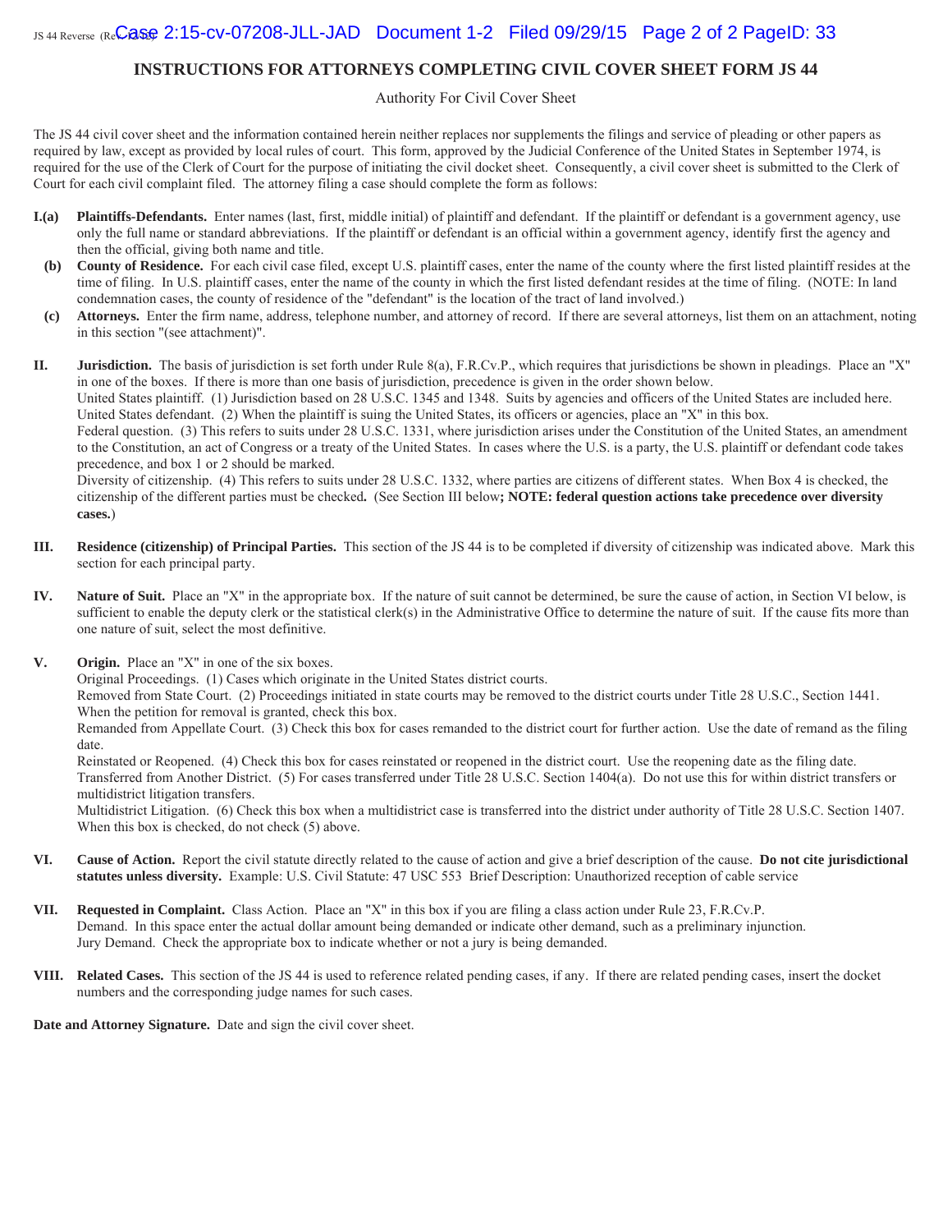# INSTRUCTIONS FOR ATTORNEYS COMPLETING CIVIL COVER SHEET FORM JS 44

Authority For Civil Cover Sheet

The JS 44 civil cover sheet and the information contained herein neither replaces nor supplements the filings and service of pleading or other papers as required by law, except as provided by local rules of court. This form, approved by the Judicial Conference of the United States in September 1974, is required for the use of the Clerk of Court for the purpose of initiating the civil docket sheet. Consequently, a civil cover sheet is submitted to the Clerk of Court for each civil complaint filed. The attorney filing a case should complete the form as follows:

**I.(a)** **Plaintiffs-Defendants.** Enter names (last, first, middle initial) of plaintiff and defendant. If the plaintiff or defendant is a government agency, use only the full name or standard abbreviations. If the plaintiff or defendant is an official within a government agency, identify first the agency and then the official, giving both name and title.

**(b)** **County of Residence.** For each civil case filed, except U.S. plaintiff cases, enter the name of the county where the first listed plaintiff resides at the time of filing. In U.S. plaintiff cases, enter the name of the county in which the first listed defendant resides at the time of filing. (NOTE: In land condemnation cases, the county of residence of the "defendant" is the location of the tract of land involved.)

**(c)** **Attorneys.** Enter the firm name, address, telephone number, and attorney of record. If there are several attorneys, list them on an attachment, noting in this section "(see attachment)".

**II.** **Jurisdiction.** The basis of jurisdiction is set forth under Rule 8(a), F.R.Cv.P., which requires that jurisdictions be shown in pleadings. Place an "X" in one of the boxes. If there is more than one basis of jurisdiction, precedence is given in the order shown below.
United States plaintiff. (1) Jurisdiction based on 28 U.S.C. 1345 and 1348. Suits by agencies and officers of the United States are included here.
United States defendant. (2) When the plaintiff is suing the United States, its officers or agencies, place an "X" in this box.
Federal question. (3) This refers to suits under 28 U.S.C. 1331, where jurisdiction arises under the Constitution of the United States, an amendment to the Constitution, an act of Congress or a treaty of the United States. In cases where the U.S. is a party, the U.S. plaintiff or defendant code takes precedence, and box 1 or 2 should be marked.
Diversity of citizenship. (4) This refers to suits under 28 U.S.C. 1332, where parties are citizens of different states. When Box 4 is checked, the citizenship of the different parties must be checked**.** (See Section III below**; NOTE: federal question actions take precedence over diversity cases.**)

**III.** **Residence (citizenship) of Principal Parties.** This section of the JS 44 is to be completed if diversity of citizenship was indicated above. Mark this section for each principal party.

**IV.** **Nature of Suit.** Place an "X" in the appropriate box. If the nature of suit cannot be determined, be sure the cause of action, in Section VI below, is sufficient to enable the deputy clerk or the statistical clerk(s) in the Administrative Office to determine the nature of suit. If the cause fits more than one nature of suit, select the most definitive.

**V.** **Origin.** Place an "X" in one of the six boxes.
Original Proceedings. (1) Cases which originate in the United States district courts.
Removed from State Court. (2) Proceedings initiated in state courts may be removed to the district courts under Title 28 U.S.C., Section 1441. When the petition for removal is granted, check this box.
Remanded from Appellate Court. (3) Check this box for cases remanded to the district court for further action. Use the date of remand as the filing date.
Reinstated or Reopened. (4) Check this box for cases reinstated or reopened in the district court. Use the reopening date as the filing date.
Transferred from Another District. (5) For cases transferred under Title 28 U.S.C. Section 1404(a). Do not use this for within district transfers or multidistrict litigation transfers.
Multidistrict Litigation. (6) Check this box when a multidistrict case is transferred into the district under authority of Title 28 U.S.C. Section 1407. When this box is checked, do not check (5) above.

**VI.** **Cause of Action.** Report the civil statute directly related to the cause of action and give a brief description of the cause. **Do not cite jurisdictional statutes unless diversity.** Example: U.S. Civil Statute: 47 USC 553 Brief Description: Unauthorized reception of cable service

**VII.** **Requested in Complaint.** Class Action. Place an "X" in this box if you are filing a class action under Rule 23, F.R.Cv.P.
Demand. In this space enter the actual dollar amount being demanded or indicate other demand, such as a preliminary injunction.
Jury Demand. Check the appropriate box to indicate whether or not a jury is being demanded.

**VIII.** **Related Cases.** This section of the JS 44 is used to reference related pending cases, if any. If there are related pending cases, insert the docket numbers and the corresponding judge names for such cases.

**Date and Attorney Signature.** Date and sign the civil cover sheet.